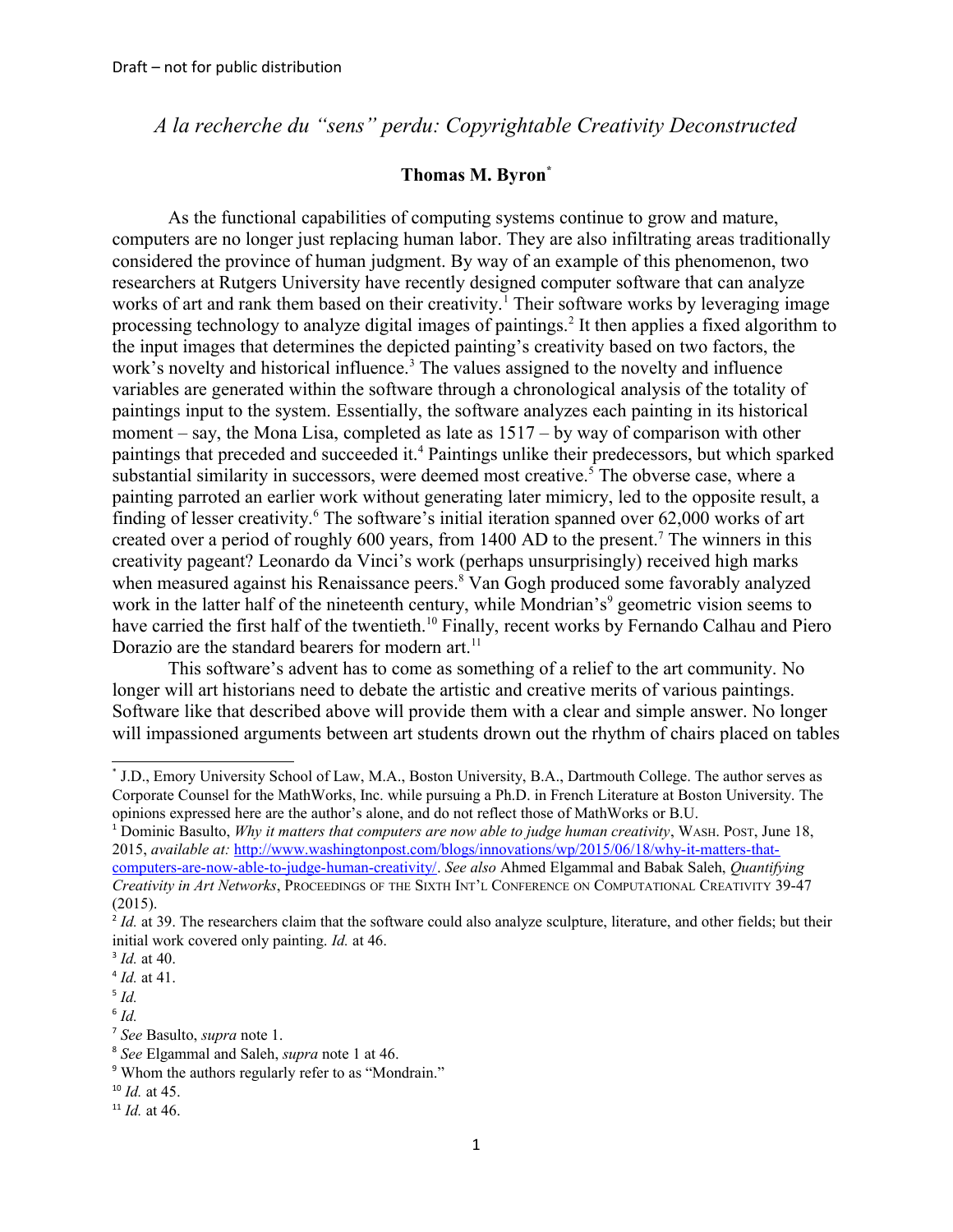Draft – not for public distribution

# *A la recherche du "sens" perdu: Copyrightable Creativity Deconstructed*

**Thomas M. Byron**[*]

As the functional capabilities of computing systems continue to grow and mature, computers are no longer just replacing human labor. They are also infiltrating areas traditionally considered the province of human judgment. By way of an example of this phenomenon, two researchers at Rutgers University have recently designed computer software that can analyze works of art and rank them based on their creativity.[1] Their software works by leveraging image processing technology to analyze digital images of paintings.[2] It then applies a fixed algorithm to the input images that determines the depicted painting's creativity based on two factors, the work's novelty and historical influence.[3] The values assigned to the novelty and influence variables are generated within the software through a chronological analysis of the totality of paintings input to the system. Essentially, the software analyzes each painting in its historical moment – say, the Mona Lisa, completed as late as 1517 – by way of comparison with other paintings that preceded and succeeded it.[4] Paintings unlike their predecessors, but which sparked substantial similarity in successors, were deemed most creative.[5] The obverse case, where a painting parroted an earlier work without generating later mimicry, led to the opposite result, a finding of lesser creativity.[6] The software's initial iteration spanned over 62,000 works of art created over a period of roughly 600 years, from 1400 AD to the present.[7] The winners in this creativity pageant? Leonardo da Vinci's work (perhaps unsurprisingly) received high marks when measured against his Renaissance peers.[8] Van Gogh produced some favorably analyzed work in the latter half of the nineteenth century, while Mondrian's[9] geometric vision seems to have carried the first half of the twentieth.[10] Finally, recent works by Fernando Calhau and Piero Dorazio are the standard bearers for modern art.[11]

This software's advent has to come as something of a relief to the art community. No longer will art historians need to debate the artistic and creative merits of various paintings. Software like that described above will provide them with a clear and simple answer. No longer will impassioned arguments between art students drown out the rhythm of chairs placed on tables

---

[*] J.D., Emory University School of Law, M.A., Boston University, B.A., Dartmouth College. The author serves as Corporate Counsel for the MathWorks, Inc. while pursuing a Ph.D. in French Literature at Boston University. The opinions expressed here are the author's alone, and do not reflect those of MathWorks or B.U.

[1] Dominic Basulto, *Why it matters that computers are now able to judge human creativity*, WASH. POST, June 18, 2015, *available at:* http://www.washingtonpost.com/blogs/innovations/wp/2015/06/18/why-it-matters-that-computers-are-now-able-to-judge-human-creativity/. *See also* Ahmed Elgammal and Babak Saleh, *Quantifying Creativity in Art Networks*, PROCEEDINGS OF THE SIXTH INT'L CONFERENCE ON COMPUTATIONAL CREATIVITY 39-47 (2015).

[2] *Id.* at 39. The researchers claim that the software could also analyze sculpture, literature, and other fields; but their initial work covered only painting. *Id.* at 46.

[3] *Id.* at 40.

[4] *Id.* at 41.

[5] *Id.*

[6] *Id.*

[7] *See* Basulto, *supra* note 1.

[8] *See* Elgammal and Saleh, *supra* note 1 at 46.

[9] Whom the authors regularly refer to as "Mondrain."

[10] *Id.* at 45.

[11] *Id.* at 46.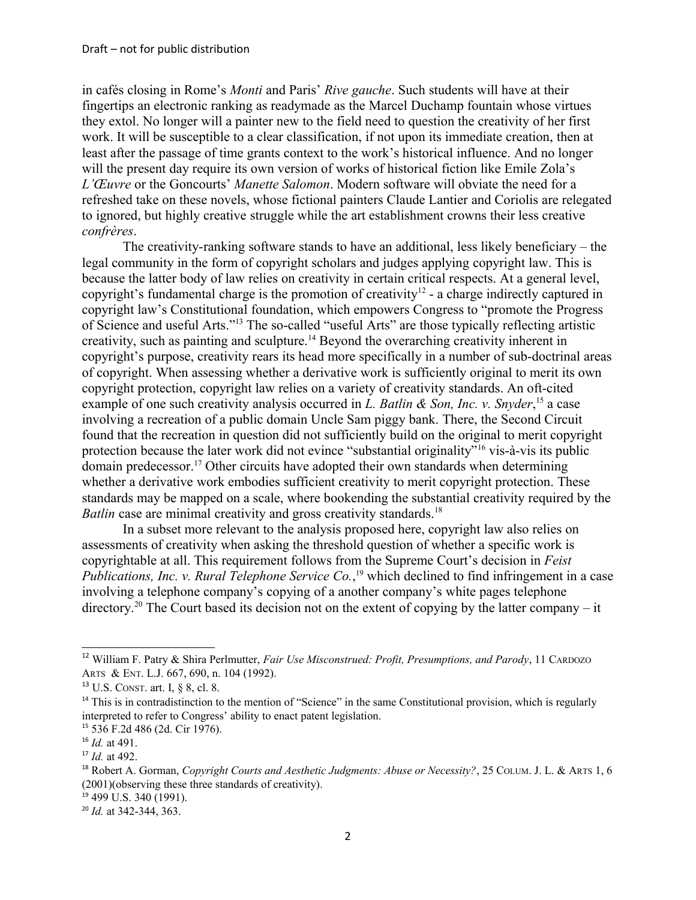in cafés closing in Rome's *Monti* and Paris' *Rive gauche*. Such students will have at their fingertips an electronic ranking as readymade as the Marcel Duchamp fountain whose virtues they extol. No longer will a painter new to the field need to question the creativity of her first work. It will be susceptible to a clear classification, if not upon its immediate creation, then at least after the passage of time grants context to the work's historical influence. And no longer will the present day require its own version of works of historical fiction like Emile Zola's *L'Œuvre* or the Goncourts' *Manette Salomon*. Modern software will obviate the need for a refreshed take on these novels, whose fictional painters Claude Lantier and Coriolis are relegated to ignored, but highly creative struggle while the art establishment crowns their less creative *confrères*.

The creativity-ranking software stands to have an additional, less likely beneficiary – the legal community in the form of copyright scholars and judges applying copyright law. This is because the latter body of law relies on creativity in certain critical respects. At a general level, copyright's fundamental charge is the promotion of creativity[12] - a charge indirectly captured in copyright law's Constitutional foundation, which empowers Congress to "promote the Progress of Science and useful Arts."[13] The so-called "useful Arts" are those typically reflecting artistic creativity, such as painting and sculpture.[14] Beyond the overarching creativity inherent in copyright's purpose, creativity rears its head more specifically in a number of sub-doctrinal areas of copyright. When assessing whether a derivative work is sufficiently original to merit its own copyright protection, copyright law relies on a variety of creativity standards. An oft-cited example of one such creativity analysis occurred in *L. Batlin & Son, Inc. v. Snyder*,[15] a case involving a recreation of a public domain Uncle Sam piggy bank. There, the Second Circuit found that the recreation in question did not sufficiently build on the original to merit copyright protection because the later work did not evince "substantial originality"[16] vis-à-vis its public domain predecessor.[17] Other circuits have adopted their own standards when determining whether a derivative work embodies sufficient creativity to merit copyright protection. These standards may be mapped on a scale, where bookending the substantial creativity required by the *Batlin* case are minimal creativity and gross creativity standards.[18]

In a subset more relevant to the analysis proposed here, copyright law also relies on assessments of creativity when asking the threshold question of whether a specific work is copyrightable at all. This requirement follows from the Supreme Court's decision in *Feist Publications, Inc. v. Rural Telephone Service Co.*,[19] which declined to find infringement in a case involving a telephone company's copying of a another company's white pages telephone directory.[20] The Court based its decision not on the extent of copying by the latter company – it

---

[12] William F. Patry & Shira Perlmutter, *Fair Use Misconstrued: Profit, Presumptions, and Parody*, 11 CARDOZO ARTS & ENT. L.J. 667, 690, n. 104 (1992).

[13] U.S. CONST. art. I, § 8, cl. 8.

[14] This is in contradistinction to the mention of "Science" in the same Constitutional provision, which is regularly interpreted to refer to Congress' ability to enact patent legislation.

[15] 536 F.2d 486 (2d. Cir 1976).

[16] *Id.* at 491.

[17] *Id.* at 492.

[18] Robert A. Gorman, *Copyright Courts and Aesthetic Judgments: Abuse or Necessity?*, 25 COLUM. J. L. & ARTS 1, 6 (2001)(observing these three standards of creativity).

[19] 499 U.S. 340 (1991).

[20] *Id.* at 342-344, 363.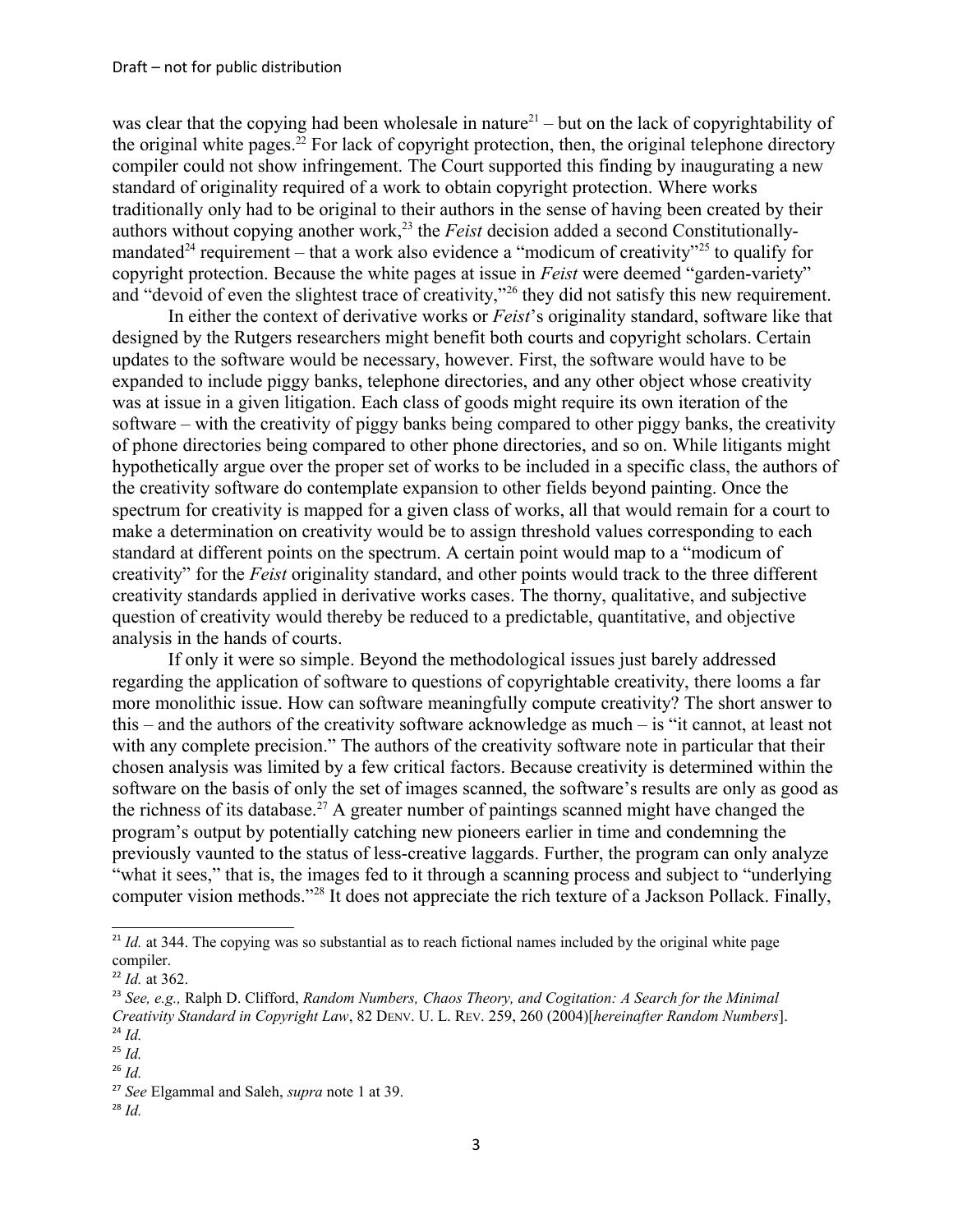was clear that the copying had been wholesale in nature[21] – but on the lack of copyrightability of the original white pages.[22] For lack of copyright protection, then, the original telephone directory compiler could not show infringement. The Court supported this finding by inaugurating a new standard of originality required of a work to obtain copyright protection. Where works traditionally only had to be original to their authors in the sense of having been created by their authors without copying another work,[23] the *Feist* decision added a second Constitutionally-mandated[24] requirement – that a work also evidence a "modicum of creativity"[25] to qualify for copyright protection. Because the white pages at issue in *Feist* were deemed "garden-variety" and "devoid of even the slightest trace of creativity,"[26] they did not satisfy this new requirement.

In either the context of derivative works or *Feist*'s originality standard, software like that designed by the Rutgers researchers might benefit both courts and copyright scholars. Certain updates to the software would be necessary, however. First, the software would have to be expanded to include piggy banks, telephone directories, and any other object whose creativity was at issue in a given litigation. Each class of goods might require its own iteration of the software – with the creativity of piggy banks being compared to other piggy banks, the creativity of phone directories being compared to other phone directories, and so on. While litigants might hypothetically argue over the proper set of works to be included in a specific class, the authors of the creativity software do contemplate expansion to other fields beyond painting. Once the spectrum for creativity is mapped for a given class of works, all that would remain for a court to make a determination on creativity would be to assign threshold values corresponding to each standard at different points on the spectrum. A certain point would map to a "modicum of creativity" for the *Feist* originality standard, and other points would track to the three different creativity standards applied in derivative works cases. The thorny, qualitative, and subjective question of creativity would thereby be reduced to a predictable, quantitative, and objective analysis in the hands of courts.

If only it were so simple. Beyond the methodological issues just barely addressed regarding the application of software to questions of copyrightable creativity, there looms a far more monolithic issue. How can software meaningfully compute creativity? The short answer to this – and the authors of the creativity software acknowledge as much – is "it cannot, at least not with any complete precision." The authors of the creativity software note in particular that their chosen analysis was limited by a few critical factors. Because creativity is determined within the software on the basis of only the set of images scanned, the software's results are only as good as the richness of its database.[27] A greater number of paintings scanned might have changed the program's output by potentially catching new pioneers earlier in time and condemning the previously vaunted to the status of less-creative laggards. Further, the program can only analyze "what it sees," that is, the images fed to it through a scanning process and subject to "underlying computer vision methods."[28] It does not appreciate the rich texture of a Jackson Pollack. Finally,

---

[21] *Id.* at 344. The copying was so substantial as to reach fictional names included by the original white page compiler.

[22] *Id.* at 362.

[23] *See, e.g.,* Ralph D. Clifford, *Random Numbers, Chaos Theory, and Cogitation: A Search for the Minimal Creativity Standard in Copyright Law*, 82 DENV. U. L. REV. 259, 260 (2004)[*hereinafter Random Numbers*].

[24] *Id.*

[25] *Id.*

[26] *Id.*

[27] *See* Elgammal and Saleh, *supra* note 1 at 39.

[28] *Id.*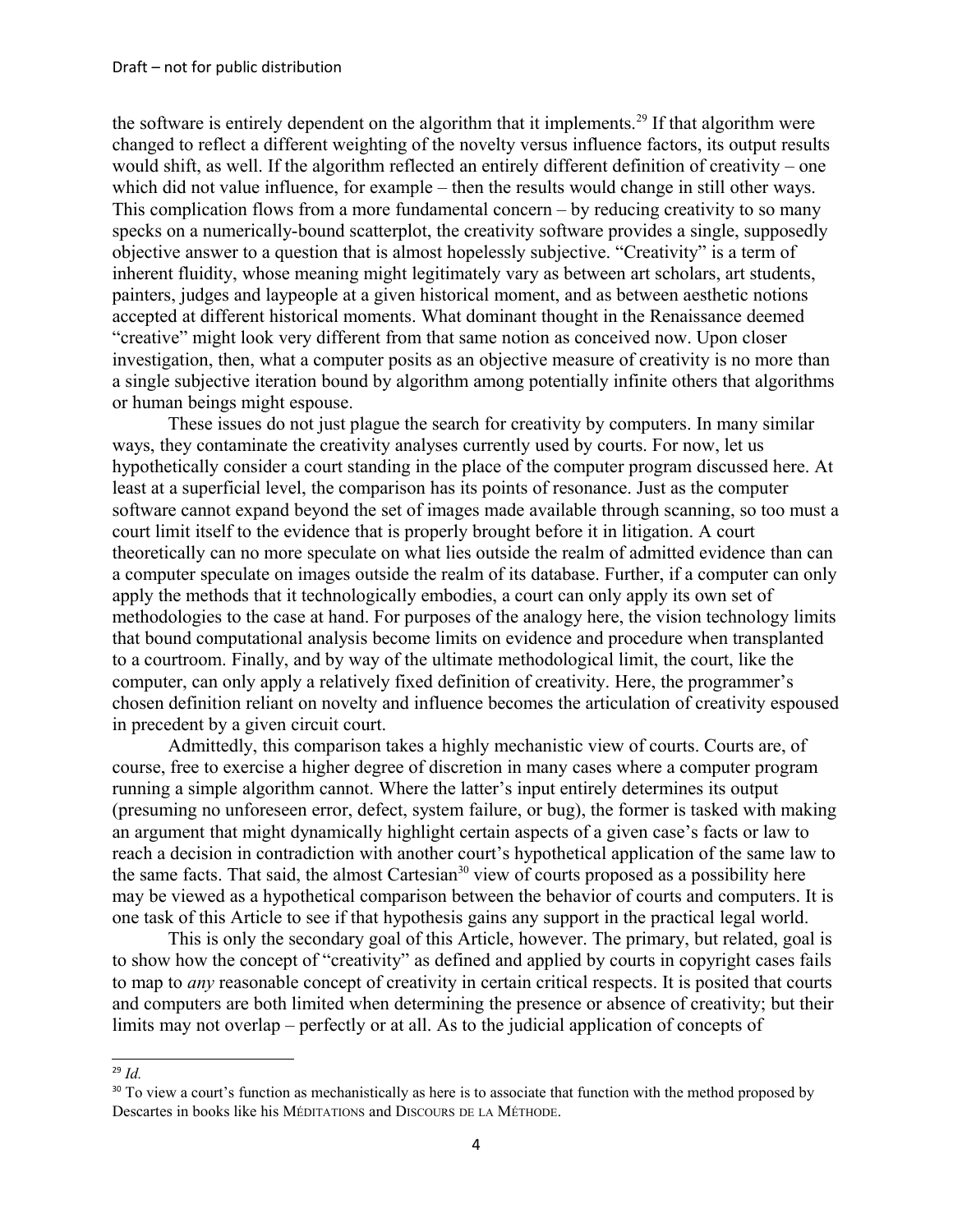the software is entirely dependent on the algorithm that it implements.[29] If that algorithm were changed to reflect a different weighting of the novelty versus influence factors, its output results would shift, as well. If the algorithm reflected an entirely different definition of creativity – one which did not value influence, for example – then the results would change in still other ways. This complication flows from a more fundamental concern – by reducing creativity to so many specks on a numerically-bound scatterplot, the creativity software provides a single, supposedly objective answer to a question that is almost hopelessly subjective. "Creativity" is a term of inherent fluidity, whose meaning might legitimately vary as between art scholars, art students, painters, judges and laypeople at a given historical moment, and as between aesthetic notions accepted at different historical moments. What dominant thought in the Renaissance deemed "creative" might look very different from that same notion as conceived now. Upon closer investigation, then, what a computer posits as an objective measure of creativity is no more than a single subjective iteration bound by algorithm among potentially infinite others that algorithms or human beings might espouse.

These issues do not just plague the search for creativity by computers. In many similar ways, they contaminate the creativity analyses currently used by courts. For now, let us hypothetically consider a court standing in the place of the computer program discussed here. At least at a superficial level, the comparison has its points of resonance. Just as the computer software cannot expand beyond the set of images made available through scanning, so too must a court limit itself to the evidence that is properly brought before it in litigation. A court theoretically can no more speculate on what lies outside the realm of admitted evidence than can a computer speculate on images outside the realm of its database. Further, if a computer can only apply the methods that it technologically embodies, a court can only apply its own set of methodologies to the case at hand. For purposes of the analogy here, the vision technology limits that bound computational analysis become limits on evidence and procedure when transplanted to a courtroom. Finally, and by way of the ultimate methodological limit, the court, like the computer, can only apply a relatively fixed definition of creativity. Here, the programmer's chosen definition reliant on novelty and influence becomes the articulation of creativity espoused in precedent by a given circuit court.

Admittedly, this comparison takes a highly mechanistic view of courts. Courts are, of course, free to exercise a higher degree of discretion in many cases where a computer program running a simple algorithm cannot. Where the latter's input entirely determines its output (presuming no unforeseen error, defect, system failure, or bug), the former is tasked with making an argument that might dynamically highlight certain aspects of a given case's facts or law to reach a decision in contradiction with another court's hypothetical application of the same law to the same facts. That said, the almost Cartesian[30] view of courts proposed as a possibility here may be viewed as a hypothetical comparison between the behavior of courts and computers. It is one task of this Article to see if that hypothesis gains any support in the practical legal world.

This is only the secondary goal of this Article, however. The primary, but related, goal is to show how the concept of "creativity" as defined and applied by courts in copyright cases fails to map to *any* reasonable concept of creativity in certain critical respects. It is posited that courts and computers are both limited when determining the presence or absence of creativity; but their limits may not overlap – perfectly or at all. As to the judicial application of concepts of

---

[29] *Id.*

[30] To view a court's function as mechanistically as here is to associate that function with the method proposed by Descartes in books like his MÉDITATIONS and DISCOURS DE LA MÉTHODE.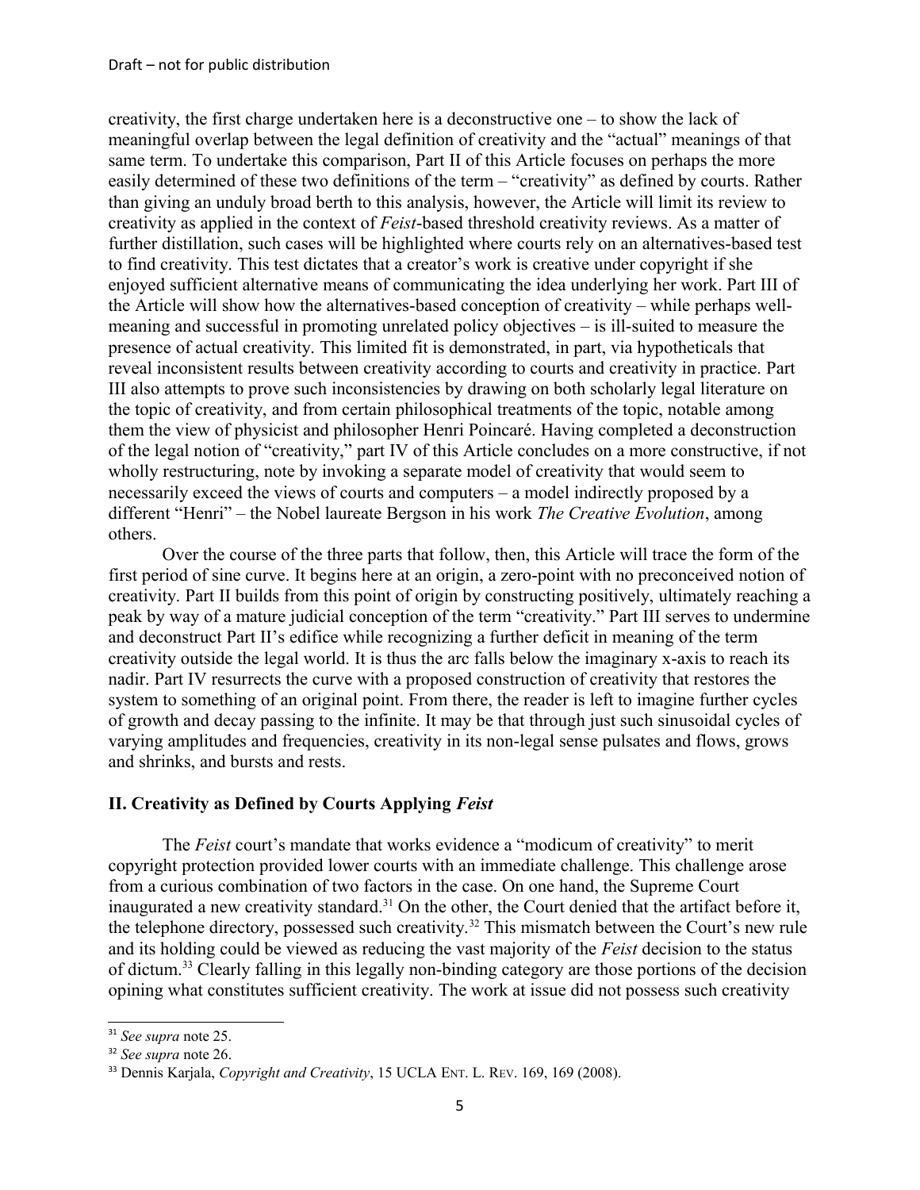creativity, the first charge undertaken here is a deconstructive one – to show the lack of meaningful overlap between the legal definition of creativity and the "actual" meanings of that same term. To undertake this comparison, Part II of this Article focuses on perhaps the more easily determined of these two definitions of the term – "creativity" as defined by courts. Rather than giving an unduly broad berth to this analysis, however, the Article will limit its review to creativity as applied in the context of *Feist*-based threshold creativity reviews. As a matter of further distillation, such cases will be highlighted where courts rely on an alternatives-based test to find creativity. This test dictates that a creator's work is creative under copyright if she enjoyed sufficient alternative means of communicating the idea underlying her work. Part III of the Article will show how the alternatives-based conception of creativity – while perhaps well-meaning and successful in promoting unrelated policy objectives – is ill-suited to measure the presence of actual creativity. This limited fit is demonstrated, in part, via hypotheticals that reveal inconsistent results between creativity according to courts and creativity in practice. Part III also attempts to prove such inconsistencies by drawing on both scholarly legal literature on the topic of creativity, and from certain philosophical treatments of the topic, notable among them the view of physicist and philosopher Henri Poincaré. Having completed a deconstruction of the legal notion of "creativity," part IV of this Article concludes on a more constructive, if not wholly restructuring, note by invoking a separate model of creativity that would seem to necessarily exceed the views of courts and computers – a model indirectly proposed by a different "Henri" – the Nobel laureate Bergson in his work *The Creative Evolution*, among others.

Over the course of the three parts that follow, then, this Article will trace the form of the first period of sine curve. It begins here at an origin, a zero-point with no preconceived notion of creativity. Part II builds from this point of origin by constructing positively, ultimately reaching a peak by way of a mature judicial conception of the term "creativity." Part III serves to undermine and deconstruct Part II's edifice while recognizing a further deficit in meaning of the term creativity outside the legal world. It is thus the arc falls below the imaginary x-axis to reach its nadir. Part IV resurrects the curve with a proposed construction of creativity that restores the system to something of an original point. From there, the reader is left to imagine further cycles of growth and decay passing to the infinite. It may be that through just such sinusoidal cycles of varying amplitudes and frequencies, creativity in its non-legal sense pulsates and flows, grows and shrinks, and bursts and rests.

## II. Creativity as Defined by Courts Applying *Feist*

The *Feist* court's mandate that works evidence a "modicum of creativity" to merit copyright protection provided lower courts with an immediate challenge. This challenge arose from a curious combination of two factors in the case. On one hand, the Supreme Court inaugurated a new creativity standard.[31] On the other, the Court denied that the artifact before it, the telephone directory, possessed such creativity.[32] This mismatch between the Court's new rule and its holding could be viewed as reducing the vast majority of the *Feist* decision to the status of dictum.[33] Clearly falling in this legally non-binding category are those portions of the decision opining what constitutes sufficient creativity. The work at issue did not possess such creativity

[31] *See supra* note 25.

[32] *See supra* note 26.

[33] Dennis Karjala, *Copyright and Creativity*, 15 UCLA ENT. L. REV. 169, 169 (2008).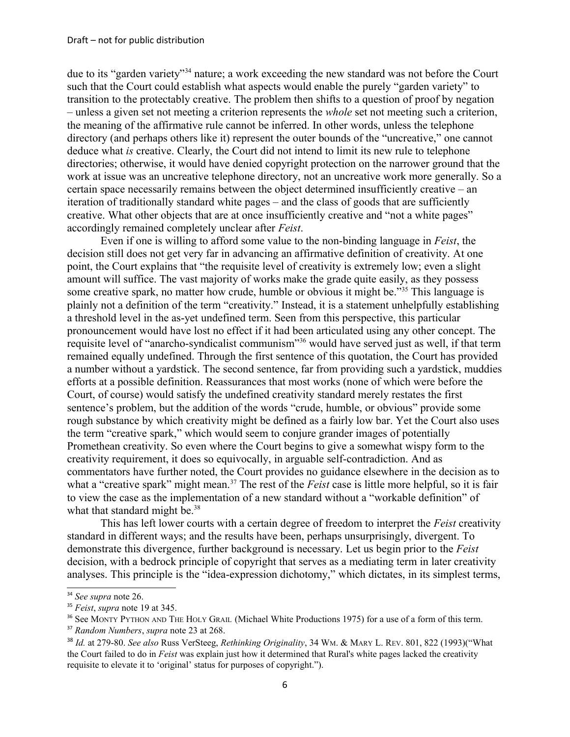due to its "garden variety"[34] nature; a work exceeding the new standard was not before the Court such that the Court could establish what aspects would enable the purely "garden variety" to transition to the protectably creative. The problem then shifts to a question of proof by negation – unless a given set not meeting a criterion represents the *whole* set not meeting such a criterion, the meaning of the affirmative rule cannot be inferred. In other words, unless the telephone directory (and perhaps others like it) represent the outer bounds of the "uncreative," one cannot deduce what *is* creative. Clearly, the Court did not intend to limit its new rule to telephone directories; otherwise, it would have denied copyright protection on the narrower ground that the work at issue was an uncreative telephone directory, not an uncreative work more generally. So a certain space necessarily remains between the object determined insufficiently creative – an iteration of traditionally standard white pages – and the class of goods that are sufficiently creative. What other objects that are at once insufficiently creative and "not a white pages" accordingly remained completely unclear after *Feist*.

Even if one is willing to afford some value to the non-binding language in *Feist*, the decision still does not get very far in advancing an affirmative definition of creativity. At one point, the Court explains that "the requisite level of creativity is extremely low; even a slight amount will suffice. The vast majority of works make the grade quite easily, as they possess some creative spark, no matter how crude, humble or obvious it might be."[35] This language is plainly not a definition of the term "creativity." Instead, it is a statement unhelpfully establishing a threshold level in the as-yet undefined term. Seen from this perspective, this particular pronouncement would have lost no effect if it had been articulated using any other concept. The requisite level of "anarcho-syndicalist communism"[36] would have served just as well, if that term remained equally undefined. Through the first sentence of this quotation, the Court has provided a number without a yardstick. The second sentence, far from providing such a yardstick, muddies efforts at a possible definition. Reassurances that most works (none of which were before the Court, of course) would satisfy the undefined creativity standard merely restates the first sentence's problem, but the addition of the words "crude, humble, or obvious" provide some rough substance by which creativity might be defined as a fairly low bar. Yet the Court also uses the term "creative spark," which would seem to conjure grander images of potentially Promethean creativity. So even where the Court begins to give a somewhat wispy form to the creativity requirement, it does so equivocally, in arguable self-contradiction. And as commentators have further noted, the Court provides no guidance elsewhere in the decision as to what a "creative spark" might mean.[37] The rest of the *Feist* case is little more helpful, so it is fair to view the case as the implementation of a new standard without a "workable definition" of what that standard might be.[38]

This has left lower courts with a certain degree of freedom to interpret the *Feist* creativity standard in different ways; and the results have been, perhaps unsurprisingly, divergent. To demonstrate this divergence, further background is necessary. Let us begin prior to the *Feist* decision, with a bedrock principle of copyright that serves as a mediating term in later creativity analyses. This principle is the "idea-expression dichotomy," which dictates, in its simplest terms,

---

[34] *See supra* note 26.

[35] *Feist*, *supra* note 19 at 345.

[36] See MONTY PYTHON AND THE HOLY GRAIL (Michael White Productions 1975) for a use of a form of this term.

[37] *Random Numbers*, *supra* note 23 at 268.

[38] *Id.* at 279-80. *See also* Russ VerSteeg, *Rethinking Originality*, 34 WM. & MARY L. REV. 801, 822 (1993)("What the Court failed to do in *Feist* was explain just how it determined that Rural's white pages lacked the creativity requisite to elevate it to 'original' status for purposes of copyright.").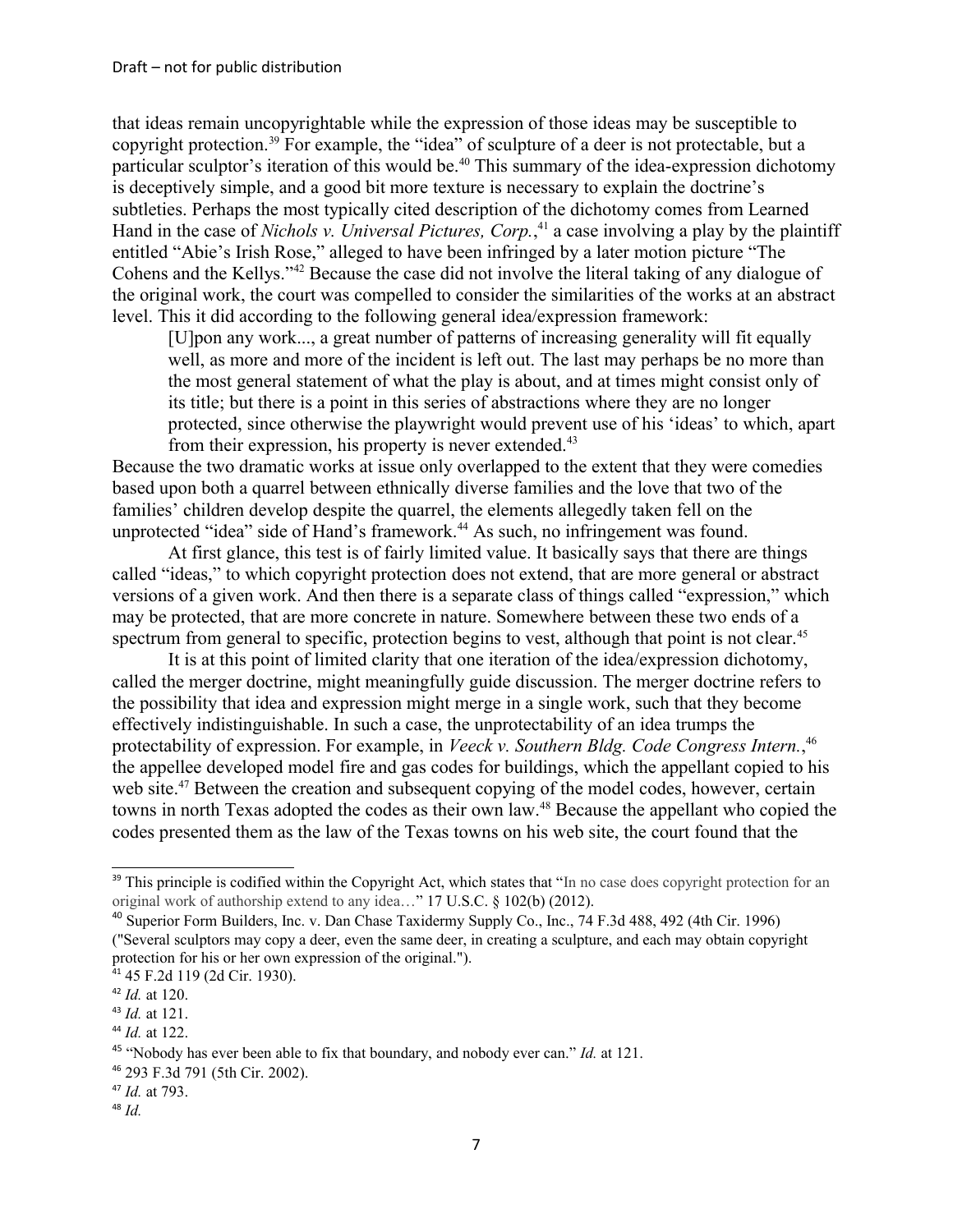that ideas remain uncopyrightable while the expression of those ideas may be susceptible to copyright protection.[39] For example, the "idea" of sculpture of a deer is not protectable, but a particular sculptor's iteration of this would be.[40] This summary of the idea-expression dichotomy is deceptively simple, and a good bit more texture is necessary to explain the doctrine's subtleties. Perhaps the most typically cited description of the dichotomy comes from Learned Hand in the case of *Nichols v. Universal Pictures, Corp.*,[41] a case involving a play by the plaintiff entitled "Abie's Irish Rose," alleged to have been infringed by a later motion picture "The Cohens and the Kellys."[42] Because the case did not involve the literal taking of any dialogue of the original work, the court was compelled to consider the similarities of the works at an abstract level. This it did according to the following general idea/expression framework:

> [U]pon any work..., a great number of patterns of increasing generality will fit equally well, as more and more of the incident is left out. The last may perhaps be no more than the most general statement of what the play is about, and at times might consist only of its title; but there is a point in this series of abstractions where they are no longer protected, since otherwise the playwright would prevent use of his 'ideas' to which, apart from their expression, his property is never extended.[43]

Because the two dramatic works at issue only overlapped to the extent that they were comedies based upon both a quarrel between ethnically diverse families and the love that two of the families' children develop despite the quarrel, the elements allegedly taken fell on the unprotected "idea" side of Hand's framework.[44] As such, no infringement was found.

At first glance, this test is of fairly limited value. It basically says that there are things called "ideas," to which copyright protection does not extend, that are more general or abstract versions of a given work. And then there is a separate class of things called "expression," which may be protected, that are more concrete in nature. Somewhere between these two ends of a spectrum from general to specific, protection begins to vest, although that point is not clear.[45]

It is at this point of limited clarity that one iteration of the idea/expression dichotomy, called the merger doctrine, might meaningfully guide discussion. The merger doctrine refers to the possibility that idea and expression might merge in a single work, such that they become effectively indistinguishable. In such a case, the unprotectability of an idea trumps the protectability of expression. For example, in *Veeck v. Southern Bldg. Code Congress Intern.*,[46] the appellee developed model fire and gas codes for buildings, which the appellant copied to his web site.[47] Between the creation and subsequent copying of the model codes, however, certain towns in north Texas adopted the codes as their own law.[48] Because the appellant who copied the codes presented them as the law of the Texas towns on his web site, the court found that the

---

[39] This principle is codified within the Copyright Act, which states that "In no case does copyright protection for an original work of authorship extend to any idea…" 17 U.S.C. § 102(b) (2012).

[40] Superior Form Builders, Inc. v. Dan Chase Taxidermy Supply Co., Inc., 74 F.3d 488, 492 (4th Cir. 1996) ("Several sculptors may copy a deer, even the same deer, in creating a sculpture, and each may obtain copyright protection for his or her own expression of the original.").

[41] 45 F.2d 119 (2d Cir. 1930).

[42] *Id.* at 120.

[43] *Id.* at 121.

[44] *Id.* at 122.

[45] "Nobody has ever been able to fix that boundary, and nobody ever can." *Id.* at 121.

[46] 293 F.3d 791 (5th Cir. 2002).

[47] *Id.* at 793.

[48] *Id.*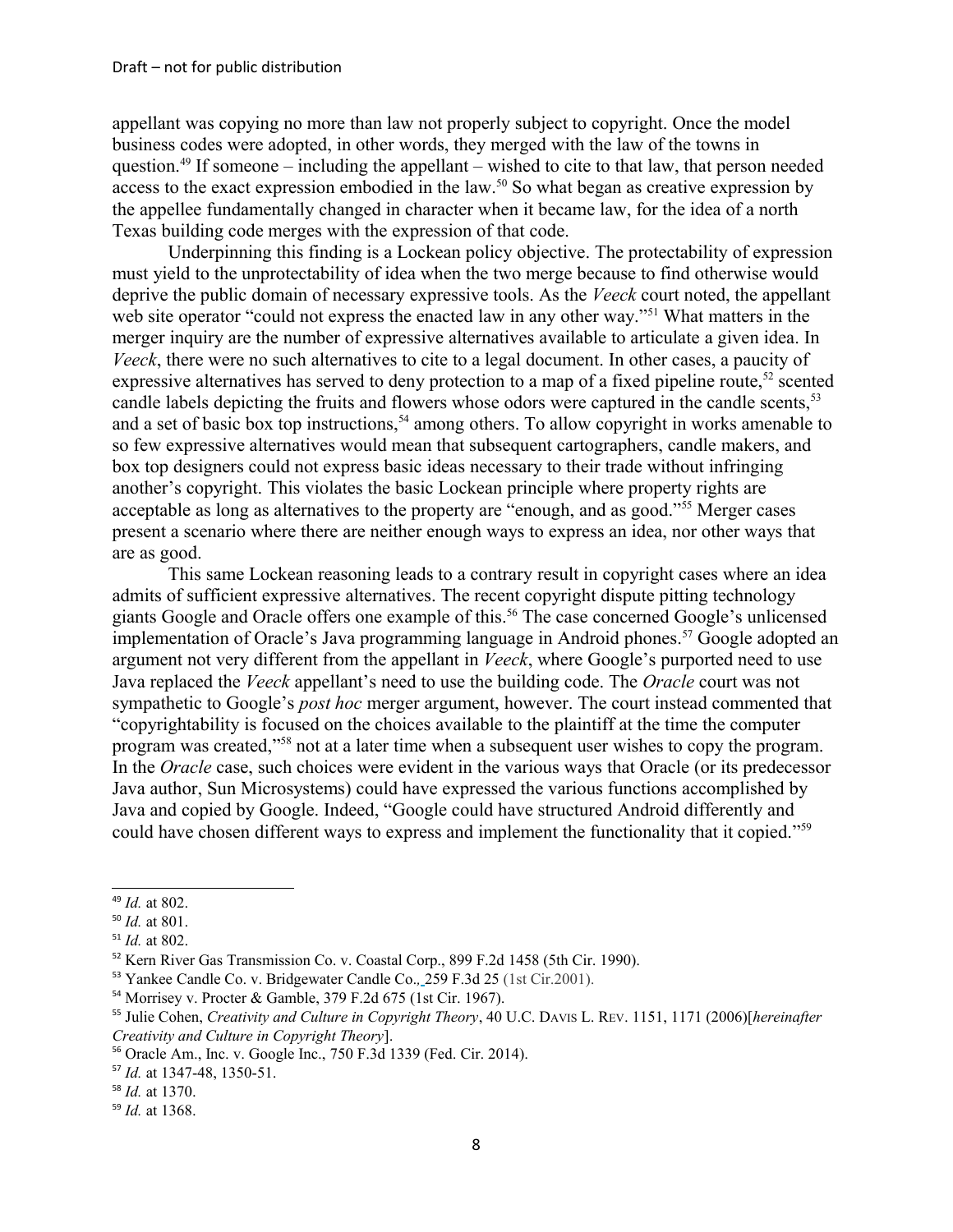appellant was copying no more than law not properly subject to copyright. Once the model business codes were adopted, in other words, they merged with the law of the towns in question.[49] If someone – including the appellant – wished to cite to that law, that person needed access to the exact expression embodied in the law.[50] So what began as creative expression by the appellee fundamentally changed in character when it became law, for the idea of a north Texas building code merges with the expression of that code.

Underpinning this finding is a Lockean policy objective. The protectability of expression must yield to the unprotectability of idea when the two merge because to find otherwise would deprive the public domain of necessary expressive tools. As the *Veeck* court noted, the appellant web site operator "could not express the enacted law in any other way."[51] What matters in the merger inquiry are the number of expressive alternatives available to articulate a given idea. In *Veeck*, there were no such alternatives to cite to a legal document. In other cases, a paucity of expressive alternatives has served to deny protection to a map of a fixed pipeline route,[52] scented candle labels depicting the fruits and flowers whose odors were captured in the candle scents,[53] and a set of basic box top instructions,[54] among others. To allow copyright in works amenable to so few expressive alternatives would mean that subsequent cartographers, candle makers, and box top designers could not express basic ideas necessary to their trade without infringing another's copyright. This violates the basic Lockean principle where property rights are acceptable as long as alternatives to the property are "enough, and as good."[55] Merger cases present a scenario where there are neither enough ways to express an idea, nor other ways that are as good.

This same Lockean reasoning leads to a contrary result in copyright cases where an idea admits of sufficient expressive alternatives. The recent copyright dispute pitting technology giants Google and Oracle offers one example of this.[56] The case concerned Google's unlicensed implementation of Oracle's Java programming language in Android phones.[57] Google adopted an argument not very different from the appellant in *Veeck*, where Google's purported need to use Java replaced the *Veeck* appellant's need to use the building code. The *Oracle* court was not sympathetic to Google's *post hoc* merger argument, however. The court instead commented that "copyrightability is focused on the choices available to the plaintiff at the time the computer program was created,"[58] not at a later time when a subsequent user wishes to copy the program. In the *Oracle* case, such choices were evident in the various ways that Oracle (or its predecessor Java author, Sun Microsystems) could have expressed the various functions accomplished by Java and copied by Google. Indeed, "Google could have structured Android differently and could have chosen different ways to express and implement the functionality that it copied."[59]

---

[49] *Id.* at 802.

[50] *Id.* at 801.

[51] *Id.* at 802.

[52] Kern River Gas Transmission Co. v. Coastal Corp., 899 F.2d 1458 (5th Cir. 1990).

[53] Yankee Candle Co. v. Bridgewater Candle Co., 259 F.3d 25 (1st Cir.2001).

[54] Morrisey v. Procter & Gamble, 379 F.2d 675 (1st Cir. 1967).

[55] Julie Cohen, *Creativity and Culture in Copyright Theory*, 40 U.C. DAVIS L. REV. 1151, 1171 (2006)[*hereinafter Creativity and Culture in Copyright Theory*].

[56] Oracle Am., Inc. v. Google Inc., 750 F.3d 1339 (Fed. Cir. 2014).

[57] *Id.* at 1347-48, 1350-51.

[58] *Id.* at 1370.

[59] *Id.* at 1368.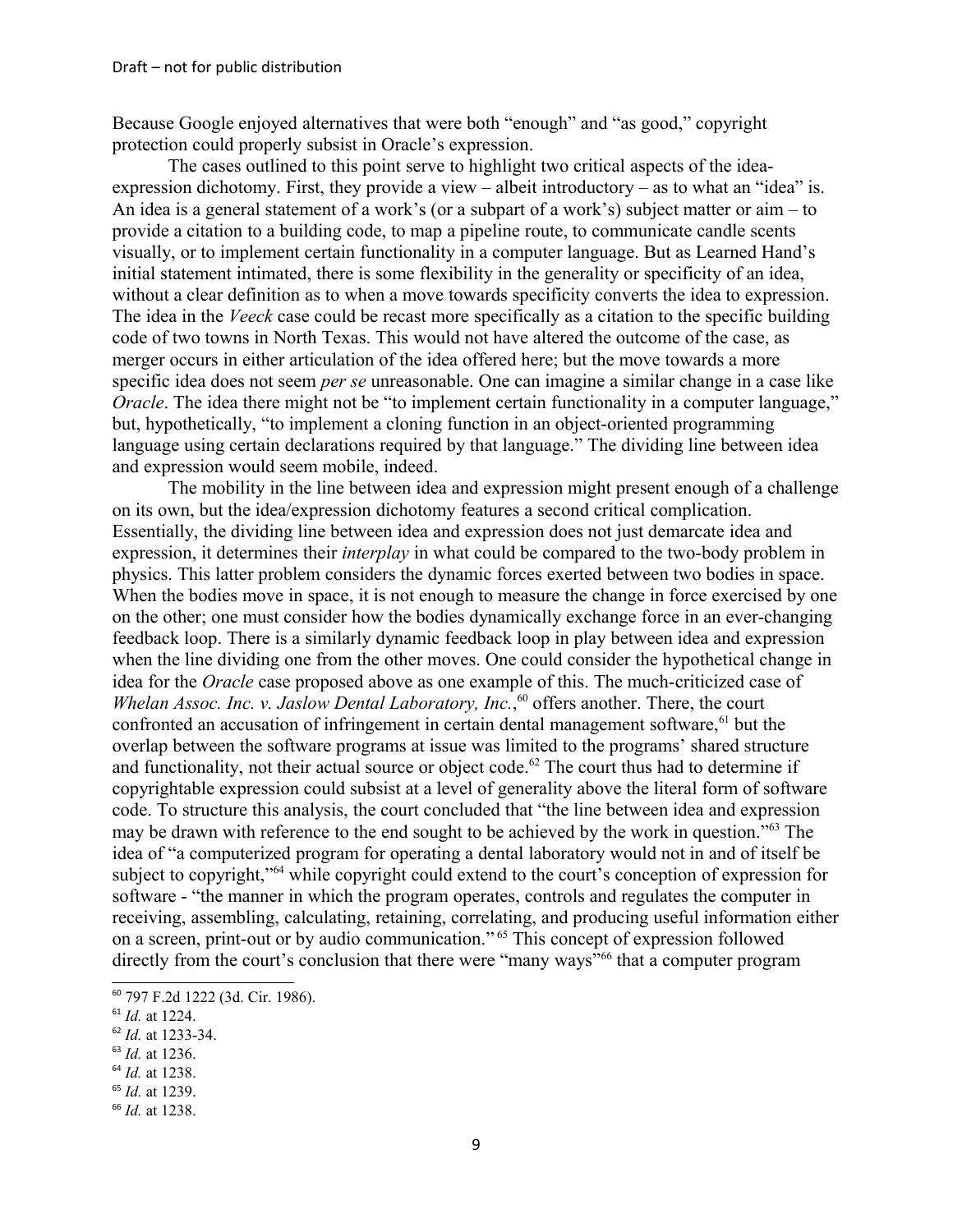Because Google enjoyed alternatives that were both "enough" and "as good," copyright protection could properly subsist in Oracle's expression.

The cases outlined to this point serve to highlight two critical aspects of the idea-expression dichotomy. First, they provide a view – albeit introductory – as to what an "idea" is. An idea is a general statement of a work's (or a subpart of a work's) subject matter or aim – to provide a citation to a building code, to map a pipeline route, to communicate candle scents visually, or to implement certain functionality in a computer language. But as Learned Hand's initial statement intimated, there is some flexibility in the generality or specificity of an idea, without a clear definition as to when a move towards specificity converts the idea to expression. The idea in the *Veeck* case could be recast more specifically as a citation to the specific building code of two towns in North Texas. This would not have altered the outcome of the case, as merger occurs in either articulation of the idea offered here; but the move towards a more specific idea does not seem *per se* unreasonable. One can imagine a similar change in a case like *Oracle*. The idea there might not be "to implement certain functionality in a computer language," but, hypothetically, "to implement a cloning function in an object-oriented programming language using certain declarations required by that language." The dividing line between idea and expression would seem mobile, indeed.

The mobility in the line between idea and expression might present enough of a challenge on its own, but the idea/expression dichotomy features a second critical complication. Essentially, the dividing line between idea and expression does not just demarcate idea and expression, it determines their *interplay* in what could be compared to the two-body problem in physics. This latter problem considers the dynamic forces exerted between two bodies in space. When the bodies move in space, it is not enough to measure the change in force exercised by one on the other; one must consider how the bodies dynamically exchange force in an ever-changing feedback loop. There is a similarly dynamic feedback loop in play between idea and expression when the line dividing one from the other moves. One could consider the hypothetical change in idea for the *Oracle* case proposed above as one example of this. The much-criticized case of *Whelan Assoc. Inc. v. Jaslow Dental Laboratory, Inc.*,[60] offers another. There, the court confronted an accusation of infringement in certain dental management software,[61] but the overlap between the software programs at issue was limited to the programs' shared structure and functionality, not their actual source or object code.[62] The court thus had to determine if copyrightable expression could subsist at a level of generality above the literal form of software code. To structure this analysis, the court concluded that "the line between idea and expression may be drawn with reference to the end sought to be achieved by the work in question."[63] The idea of "a computerized program for operating a dental laboratory would not in and of itself be subject to copyright,"[64] while copyright could extend to the court's conception of expression for software - "the manner in which the program operates, controls and regulates the computer in receiving, assembling, calculating, retaining, correlating, and producing useful information either on a screen, print-out or by audio communication."[65] This concept of expression followed directly from the court's conclusion that there were "many ways"[66] that a computer program

[60] 797 F.2d 1222 (3d. Cir. 1986).
[61] *Id.* at 1224.
[62] *Id.* at 1233-34.
[63] *Id.* at 1236.
[64] *Id.* at 1238.
[65] *Id.* at 1239.
[66] *Id.* at 1238.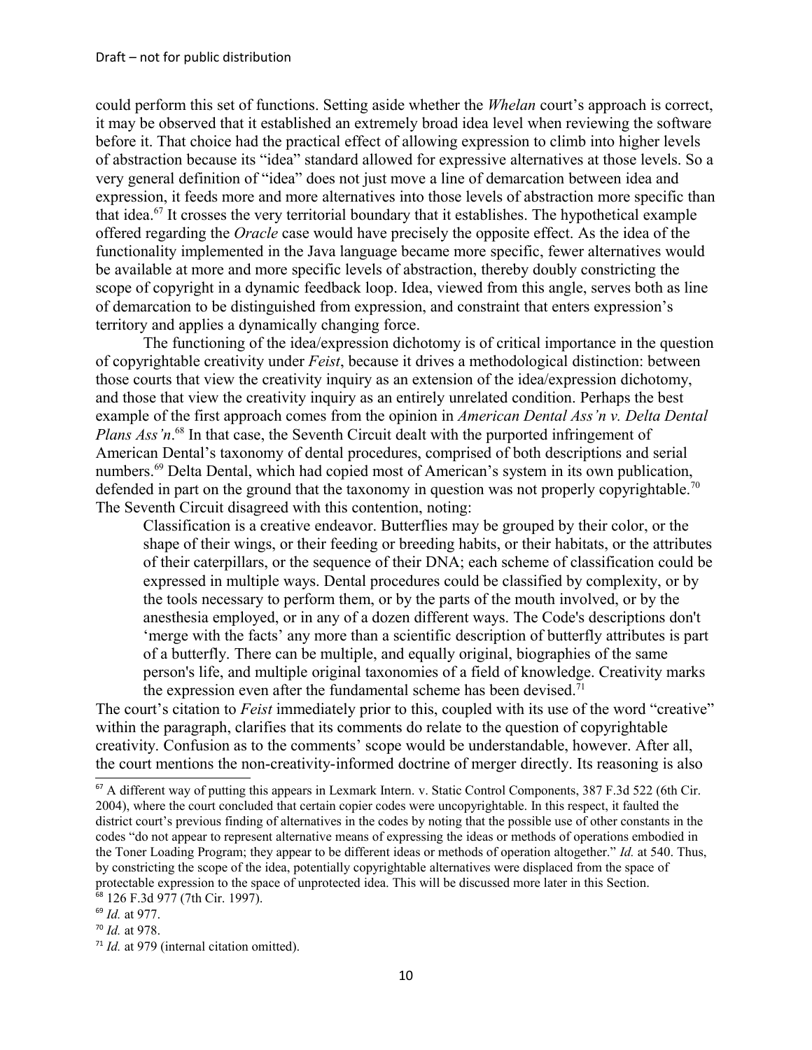could perform this set of functions. Setting aside whether the *Whelan* court's approach is correct, it may be observed that it established an extremely broad idea level when reviewing the software before it. That choice had the practical effect of allowing expression to climb into higher levels of abstraction because its "idea" standard allowed for expressive alternatives at those levels. So a very general definition of "idea" does not just move a line of demarcation between idea and expression, it feeds more and more alternatives into those levels of abstraction more specific than that idea.[67] It crosses the very territorial boundary that it establishes. The hypothetical example offered regarding the *Oracle* case would have precisely the opposite effect. As the idea of the functionality implemented in the Java language became more specific, fewer alternatives would be available at more and more specific levels of abstraction, thereby doubly constricting the scope of copyright in a dynamic feedback loop. Idea, viewed from this angle, serves both as line of demarcation to be distinguished from expression, and constraint that enters expression's territory and applies a dynamically changing force.

The functioning of the idea/expression dichotomy is of critical importance in the question of copyrightable creativity under *Feist*, because it drives a methodological distinction: between those courts that view the creativity inquiry as an extension of the idea/expression dichotomy, and those that view the creativity inquiry as an entirely unrelated condition. Perhaps the best example of the first approach comes from the opinion in *American Dental Ass'n v. Delta Dental Plans Ass'n*.[68] In that case, the Seventh Circuit dealt with the purported infringement of American Dental's taxonomy of dental procedures, comprised of both descriptions and serial numbers.[69] Delta Dental, which had copied most of American's system in its own publication, defended in part on the ground that the taxonomy in question was not properly copyrightable.[70] The Seventh Circuit disagreed with this contention, noting:

> Classification is a creative endeavor. Butterflies may be grouped by their color, or the shape of their wings, or their feeding or breeding habits, or their habitats, or the attributes of their caterpillars, or the sequence of their DNA; each scheme of classification could be expressed in multiple ways. Dental procedures could be classified by complexity, or by the tools necessary to perform them, or by the parts of the mouth involved, or by the anesthesia employed, or in any of a dozen different ways. The Code's descriptions don't 'merge with the facts' any more than a scientific description of butterfly attributes is part of a butterfly. There can be multiple, and equally original, biographies of the same person's life, and multiple original taxonomies of a field of knowledge. Creativity marks the expression even after the fundamental scheme has been devised.[71]

The court's citation to *Feist* immediately prior to this, coupled with its use of the word "creative" within the paragraph, clarifies that its comments do relate to the question of copyrightable creativity. Confusion as to the comments' scope would be understandable, however. After all, the court mentions the non-creativity-informed doctrine of merger directly. Its reasoning is also

---

[67] A different way of putting this appears in Lexmark Intern. v. Static Control Components, 387 F.3d 522 (6th Cir. 2004), where the court concluded that certain copier codes were uncopyrightable. In this respect, it faulted the district court's previous finding of alternatives in the codes by noting that the possible use of other constants in the codes "do not appear to represent alternative means of expressing the ideas or methods of operations embodied in the Toner Loading Program; they appear to be different ideas or methods of operation altogether." *Id.* at 540. Thus, by constricting the scope of the idea, potentially copyrightable alternatives were displaced from the space of protectable expression to the space of unprotected idea. This will be discussed more later in this Section.

[68] 126 F.3d 977 (7th Cir. 1997).

[69] *Id.* at 977.

[70] *Id.* at 978.

[71] *Id.* at 979 (internal citation omitted).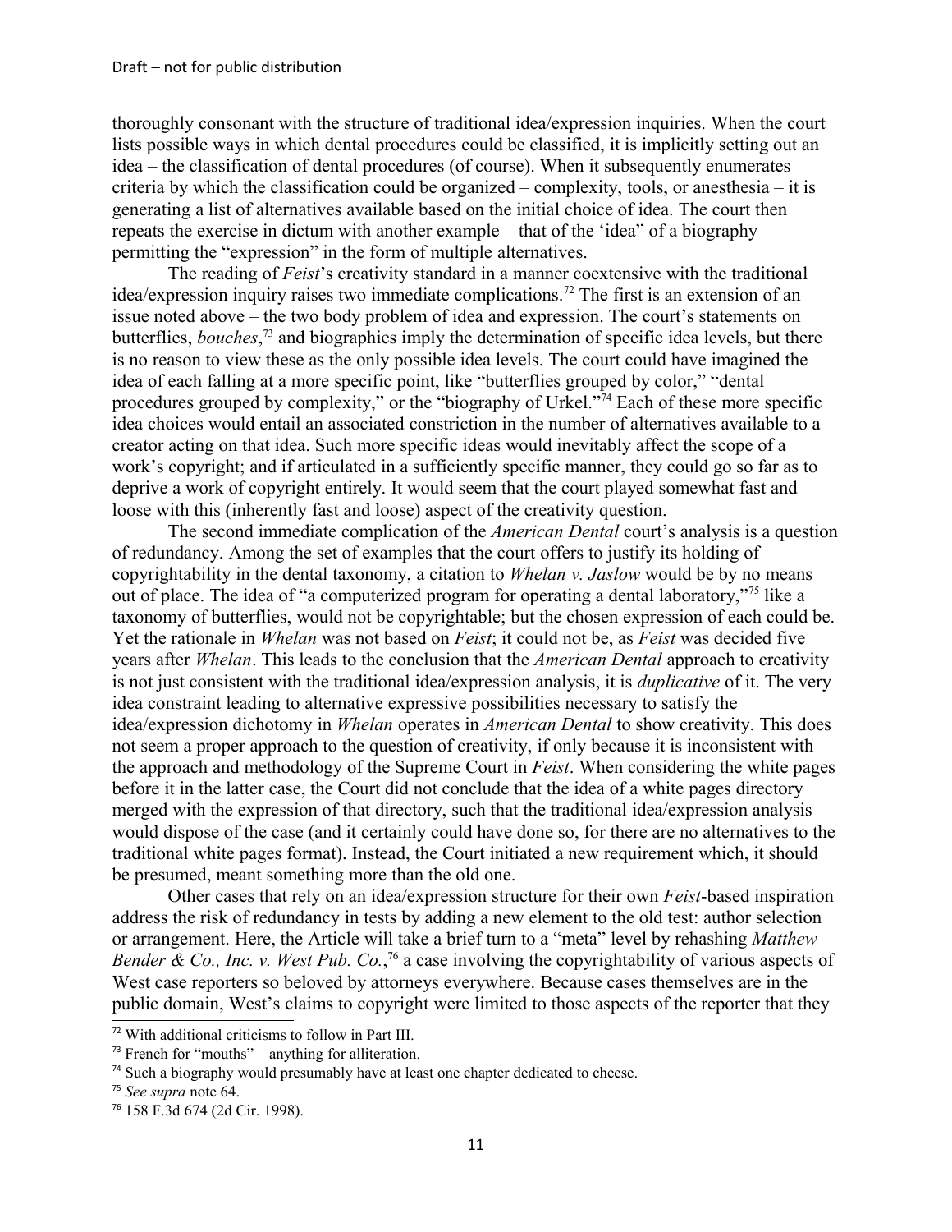thoroughly consonant with the structure of traditional idea/expression inquiries. When the court lists possible ways in which dental procedures could be classified, it is implicitly setting out an idea – the classification of dental procedures (of course). When it subsequently enumerates criteria by which the classification could be organized – complexity, tools, or anesthesia – it is generating a list of alternatives available based on the initial choice of idea. The court then repeats the exercise in dictum with another example – that of the 'idea" of a biography permitting the "expression" in the form of multiple alternatives.

The reading of *Feist*'s creativity standard in a manner coextensive with the traditional idea/expression inquiry raises two immediate complications.[72] The first is an extension of an issue noted above – the two body problem of idea and expression. The court's statements on butterflies, *bouches*,[73] and biographies imply the determination of specific idea levels, but there is no reason to view these as the only possible idea levels. The court could have imagined the idea of each falling at a more specific point, like "butterflies grouped by color," "dental procedures grouped by complexity," or the "biography of Urkel."[74] Each of these more specific idea choices would entail an associated constriction in the number of alternatives available to a creator acting on that idea. Such more specific ideas would inevitably affect the scope of a work's copyright; and if articulated in a sufficiently specific manner, they could go so far as to deprive a work of copyright entirely. It would seem that the court played somewhat fast and loose with this (inherently fast and loose) aspect of the creativity question.

The second immediate complication of the *American Dental* court's analysis is a question of redundancy. Among the set of examples that the court offers to justify its holding of copyrightability in the dental taxonomy, a citation to *Whelan v. Jaslow* would be by no means out of place. The idea of "a computerized program for operating a dental laboratory,"[75] like a taxonomy of butterflies, would not be copyrightable; but the chosen expression of each could be. Yet the rationale in *Whelan* was not based on *Feist*; it could not be, as *Feist* was decided five years after *Whelan*. This leads to the conclusion that the *American Dental* approach to creativity is not just consistent with the traditional idea/expression analysis, it is *duplicative* of it. The very idea constraint leading to alternative expressive possibilities necessary to satisfy the idea/expression dichotomy in *Whelan* operates in *American Dental* to show creativity. This does not seem a proper approach to the question of creativity, if only because it is inconsistent with the approach and methodology of the Supreme Court in *Feist*. When considering the white pages before it in the latter case, the Court did not conclude that the idea of a white pages directory merged with the expression of that directory, such that the traditional idea/expression analysis would dispose of the case (and it certainly could have done so, for there are no alternatives to the traditional white pages format). Instead, the Court initiated a new requirement which, it should be presumed, meant something more than the old one.

Other cases that rely on an idea/expression structure for their own *Feist*-based inspiration address the risk of redundancy in tests by adding a new element to the old test: author selection or arrangement. Here, the Article will take a brief turn to a "meta" level by rehashing *Matthew Bender & Co., Inc. v. West Pub. Co.*,[76] a case involving the copyrightability of various aspects of West case reporters so beloved by attorneys everywhere. Because cases themselves are in the public domain, West's claims to copyright were limited to those aspects of the reporter that they

---

[72] With additional criticisms to follow in Part III.

[73] French for "mouths" – anything for alliteration.

[74] Such a biography would presumably have at least one chapter dedicated to cheese.

[75] *See supra* note 64.

[76] 158 F.3d 674 (2d Cir. 1998).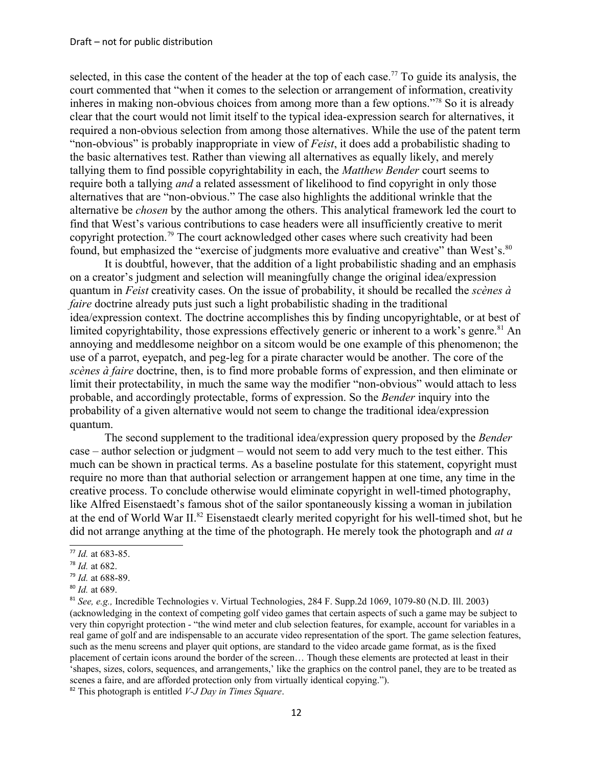selected, in this case the content of the header at the top of each case.[77] To guide its analysis, the court commented that "when it comes to the selection or arrangement of information, creativity inheres in making non-obvious choices from among more than a few options."[78] So it is already clear that the court would not limit itself to the typical idea-expression search for alternatives, it required a non-obvious selection from among those alternatives. While the use of the patent term "non-obvious" is probably inappropriate in view of *Feist*, it does add a probabilistic shading to the basic alternatives test. Rather than viewing all alternatives as equally likely, and merely tallying them to find possible copyrightability in each, the *Matthew Bender* court seems to require both a tallying *and* a related assessment of likelihood to find copyright in only those alternatives that are "non-obvious." The case also highlights the additional wrinkle that the alternative be *chosen* by the author among the others. This analytical framework led the court to find that West's various contributions to case headers were all insufficiently creative to merit copyright protection.[79] The court acknowledged other cases where such creativity had been found, but emphasized the "exercise of judgments more evaluative and creative" than West's.[80]

It is doubtful, however, that the addition of a light probabilistic shading and an emphasis on a creator's judgment and selection will meaningfully change the original idea/expression quantum in *Feist* creativity cases. On the issue of probability, it should be recalled the *scènes à faire* doctrine already puts just such a light probabilistic shading in the traditional idea/expression context. The doctrine accomplishes this by finding uncopyrightable, or at best of limited copyrightability, those expressions effectively generic or inherent to a work's genre.[81] An annoying and meddlesome neighbor on a sitcom would be one example of this phenomenon; the use of a parrot, eyepatch, and peg-leg for a pirate character would be another. The core of the *scènes à faire* doctrine, then, is to find more probable forms of expression, and then eliminate or limit their protectability, in much the same way the modifier "non-obvious" would attach to less probable, and accordingly protectable, forms of expression. So the *Bender* inquiry into the probability of a given alternative would not seem to change the traditional idea/expression quantum.

The second supplement to the traditional idea/expression query proposed by the *Bender* case – author selection or judgment – would not seem to add very much to the test either. This much can be shown in practical terms. As a baseline postulate for this statement, copyright must require no more than that authorial selection or arrangement happen at one time, any time in the creative process. To conclude otherwise would eliminate copyright in well-timed photography, like Alfred Eisenstaedt's famous shot of the sailor spontaneously kissing a woman in jubilation at the end of World War II.[82] Eisenstaedt clearly merited copyright for his well-timed shot, but he did not arrange anything at the time of the photograph. He merely took the photograph and *at a*

---

[77] *Id.* at 683-85.

[78] *Id.* at 682.

[79] *Id.* at 688-89.

[80] *Id.* at 689.

[81] *See, e.g.,* Incredible Technologies v. Virtual Technologies, 284 F. Supp.2d 1069, 1079-80 (N.D. Ill. 2003) (acknowledging in the context of competing golf video games that certain aspects of such a game may be subject to very thin copyright protection - "the wind meter and club selection features, for example, account for variables in a real game of golf and are indispensable to an accurate video representation of the sport. The game selection features, such as the menu screens and player quit options, are standard to the video arcade game format, as is the fixed placement of certain icons around the border of the screen… Though these elements are protected at least in their 'shapes, sizes, colors, sequences, and arrangements,' like the graphics on the control panel, they are to be treated as scenes a faire, and are afforded protection only from virtually identical copying.").

[82] This photograph is entitled *V-J Day in Times Square*.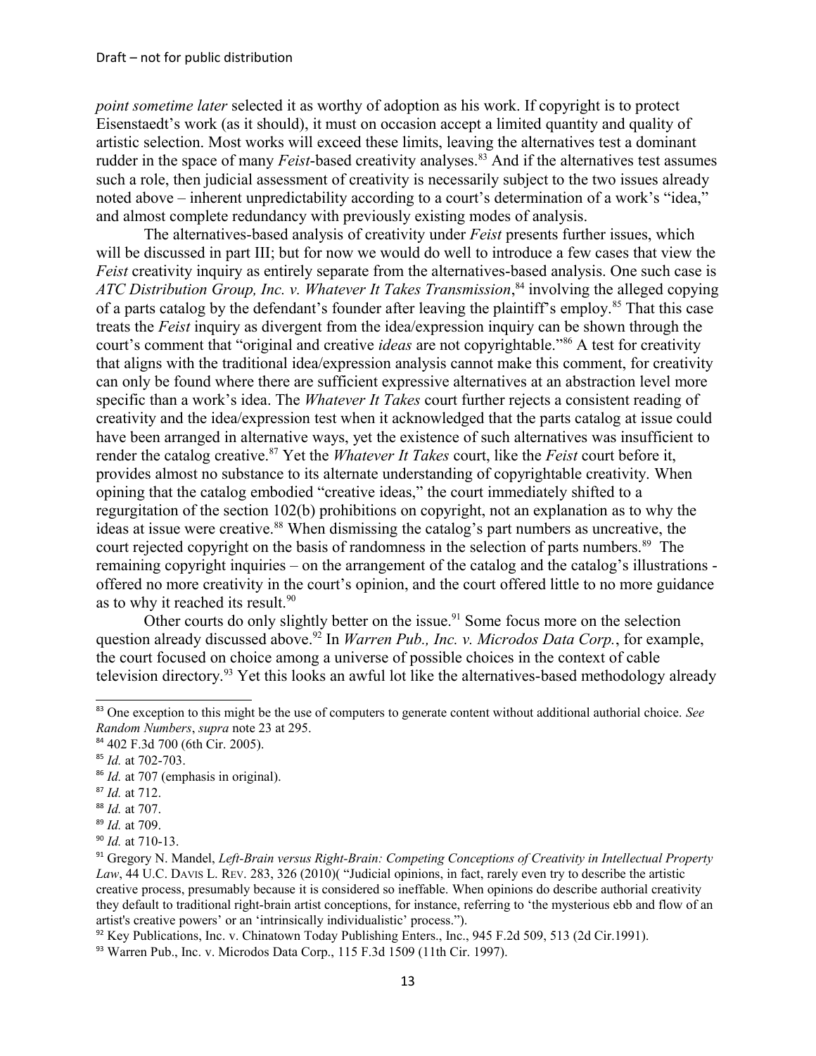*point sometime later* selected it as worthy of adoption as his work. If copyright is to protect Eisenstaedt's work (as it should), it must on occasion accept a limited quantity and quality of artistic selection. Most works will exceed these limits, leaving the alternatives test a dominant rudder in the space of many *Feist*-based creativity analyses.[83] And if the alternatives test assumes such a role, then judicial assessment of creativity is necessarily subject to the two issues already noted above – inherent unpredictability according to a court's determination of a work's "idea," and almost complete redundancy with previously existing modes of analysis.

The alternatives-based analysis of creativity under *Feist* presents further issues, which will be discussed in part III; but for now we would do well to introduce a few cases that view the *Feist* creativity inquiry as entirely separate from the alternatives-based analysis. One such case is *ATC Distribution Group, Inc. v. Whatever It Takes Transmission*,[84] involving the alleged copying of a parts catalog by the defendant's founder after leaving the plaintiff's employ.[85] That this case treats the *Feist* inquiry as divergent from the idea/expression inquiry can be shown through the court's comment that "original and creative *ideas* are not copyrightable."[86] A test for creativity that aligns with the traditional idea/expression analysis cannot make this comment, for creativity can only be found where there are sufficient expressive alternatives at an abstraction level more specific than a work's idea. The *Whatever It Takes* court further rejects a consistent reading of creativity and the idea/expression test when it acknowledged that the parts catalog at issue could have been arranged in alternative ways, yet the existence of such alternatives was insufficient to render the catalog creative.[87] Yet the *Whatever It Takes* court, like the *Feist* court before it, provides almost no substance to its alternate understanding of copyrightable creativity. When opining that the catalog embodied "creative ideas," the court immediately shifted to a regurgitation of the section 102(b) prohibitions on copyright, not an explanation as to why the ideas at issue were creative.[88] When dismissing the catalog's part numbers as uncreative, the court rejected copyright on the basis of randomness in the selection of parts numbers.[89] The remaining copyright inquiries – on the arrangement of the catalog and the catalog's illustrations - offered no more creativity in the court's opinion, and the court offered little to no more guidance as to why it reached its result.[90]

Other courts do only slightly better on the issue.[91] Some focus more on the selection question already discussed above.[92] In *Warren Pub., Inc. v. Microdos Data Corp.*, for example, the court focused on choice among a universe of possible choices in the context of cable television directory.[93] Yet this looks an awful lot like the alternatives-based methodology already

---

[83] One exception to this might be the use of computers to generate content without additional authorial choice. *See Random Numbers*, *supra* note 23 at 295.

[84] 402 F.3d 700 (6th Cir. 2005).

[85] *Id.* at 702-703.

[86] *Id.* at 707 (emphasis in original).

[87] *Id.* at 712.

[88] *Id.* at 707.

[89] *Id.* at 709.

[90] *Id.* at 710-13.

[91] Gregory N. Mandel, *Left-Brain versus Right-Brain: Competing Conceptions of Creativity in Intellectual Property Law*, 44 U.C. DAVIS L. REV. 283, 326 (2010)( "Judicial opinions, in fact, rarely even try to describe the artistic creative process, presumably because it is considered so ineffable. When opinions do describe authorial creativity they default to traditional right-brain artist conceptions, for instance, referring to 'the mysterious ebb and flow of an artist's creative powers' or an 'intrinsically individualistic' process.").

[92] Key Publications, Inc. v. Chinatown Today Publishing Enters., Inc., 945 F.2d 509, 513 (2d Cir.1991).

[93] Warren Pub., Inc. v. Microdos Data Corp., 115 F.3d 1509 (11th Cir. 1997).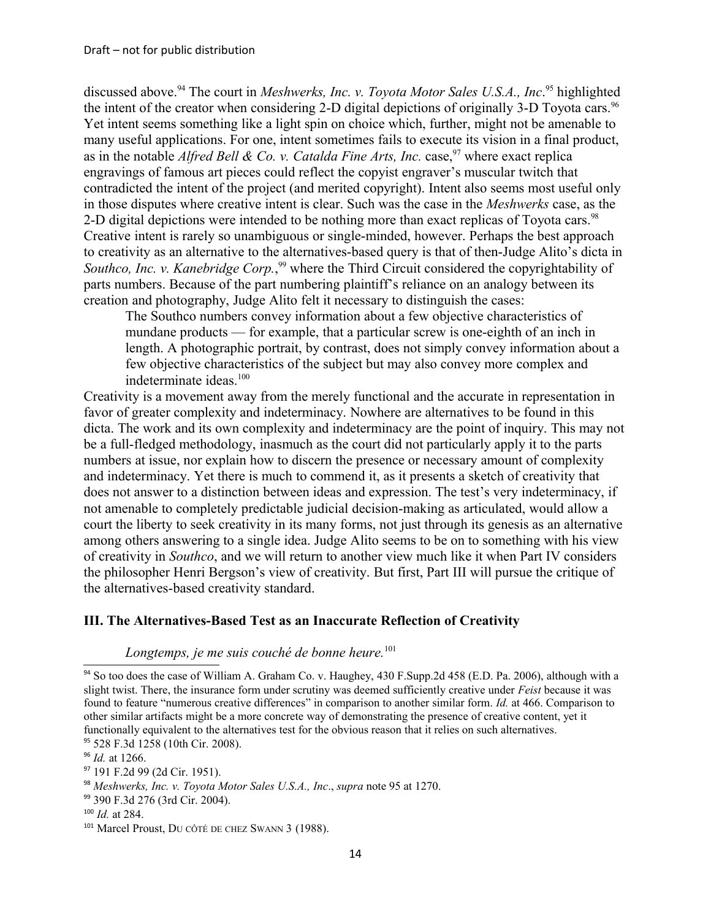discussed above.[94] The court in *Meshwerks, Inc. v. Toyota Motor Sales U.S.A., Inc*.[95] highlighted the intent of the creator when considering 2-D digital depictions of originally 3-D Toyota cars.[96] Yet intent seems something like a light spin on choice which, further, might not be amenable to many useful applications. For one, intent sometimes fails to execute its vision in a final product, as in the notable *Alfred Bell & Co. v. Catalda Fine Arts, Inc.* case,[97] where exact replica engravings of famous art pieces could reflect the copyist engraver's muscular twitch that contradicted the intent of the project (and merited copyright). Intent also seems most useful only in those disputes where creative intent is clear. Such was the case in the *Meshwerks* case, as the 2-D digital depictions were intended to be nothing more than exact replicas of Toyota cars.[98] Creative intent is rarely so unambiguous or single-minded, however. Perhaps the best approach to creativity as an alternative to the alternatives-based query is that of then-Judge Alito's dicta in *Southco, Inc. v. Kanebridge Corp.*,[99] where the Third Circuit considered the copyrightability of parts numbers. Because of the part numbering plaintiff's reliance on an analogy between its creation and photography, Judge Alito felt it necessary to distinguish the cases:

> The Southco numbers convey information about a few objective characteristics of mundane products — for example, that a particular screw is one-eighth of an inch in length. A photographic portrait, by contrast, does not simply convey information about a few objective characteristics of the subject but may also convey more complex and indeterminate ideas.[100]

Creativity is a movement away from the merely functional and the accurate in representation in favor of greater complexity and indeterminacy. Nowhere are alternatives to be found in this dicta. The work and its own complexity and indeterminacy are the point of inquiry. This may not be a full-fledged methodology, inasmuch as the court did not particularly apply it to the parts numbers at issue, nor explain how to discern the presence or necessary amount of complexity and indeterminacy. Yet there is much to commend it, as it presents a sketch of creativity that does not answer to a distinction between ideas and expression. The test's very indeterminacy, if not amenable to completely predictable judicial decision-making as articulated, would allow a court the liberty to seek creativity in its many forms, not just through its genesis as an alternative among others answering to a single idea. Judge Alito seems to be on to something with his view of creativity in *Southco*, and we will return to another view much like it when Part IV considers the philosopher Henri Bergson's view of creativity. But first, Part III will pursue the critique of the alternatives-based creativity standard.

## III. The Alternatives-Based Test as an Inaccurate Reflection of Creativity

*Longtemps, je me suis couché de bonne heure.*[101]

---

[94] So too does the case of William A. Graham Co. v. Haughey, 430 F.Supp.2d 458 (E.D. Pa. 2006), although with a slight twist. There, the insurance form under scrutiny was deemed sufficiently creative under *Feist* because it was found to feature "numerous creative differences" in comparison to another similar form. *Id.* at 466. Comparison to other similar artifacts might be a more concrete way of demonstrating the presence of creative content, yet it functionally equivalent to the alternatives test for the obvious reason that it relies on such alternatives.

[95] 528 F.3d 1258 (10th Cir. 2008).

[96] *Id.* at 1266.

[97] 191 F.2d 99 (2d Cir. 1951).

[98] *Meshwerks, Inc. v. Toyota Motor Sales U.S.A., Inc*., *supra* note 95 at 1270.

[99] 390 F.3d 276 (3rd Cir. 2004).

[100] *Id.* at 284.

[101] Marcel Proust, DU CÔTÉ DE CHEZ SWANN 3 (1988).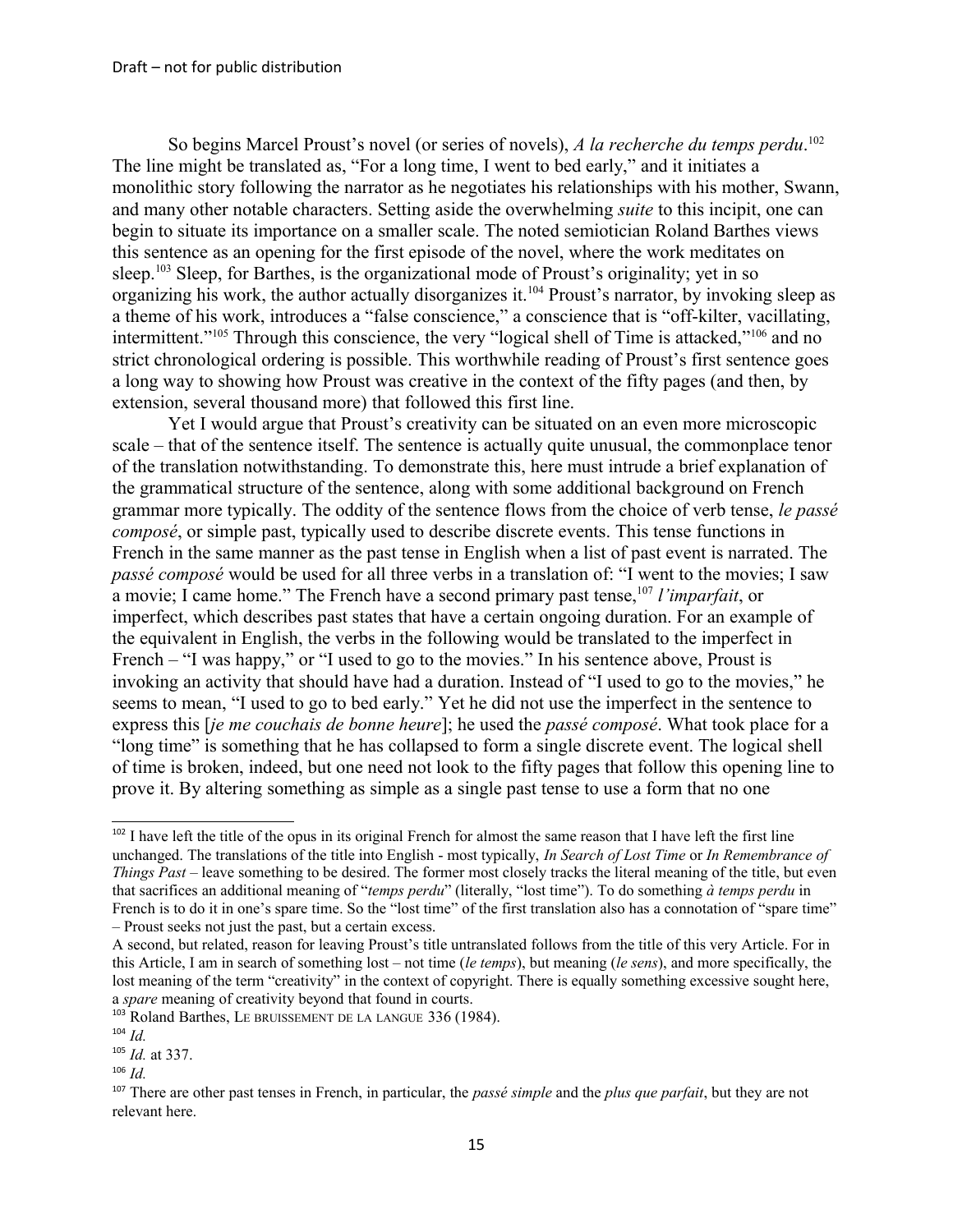So begins Marcel Proust's novel (or series of novels), *A la recherche du temps perdu*.[102] The line might be translated as, "For a long time, I went to bed early," and it initiates a monolithic story following the narrator as he negotiates his relationships with his mother, Swann, and many other notable characters. Setting aside the overwhelming *suite* to this incipit, one can begin to situate its importance on a smaller scale. The noted semiotician Roland Barthes views this sentence as an opening for the first episode of the novel, where the work meditates on sleep.[103] Sleep, for Barthes, is the organizational mode of Proust's originality; yet in so organizing his work, the author actually disorganizes it.[104] Proust's narrator, by invoking sleep as a theme of his work, introduces a "false conscience," a conscience that is "off-kilter, vacillating, intermittent."[105] Through this conscience, the very "logical shell of Time is attacked,"[106] and no strict chronological ordering is possible. This worthwhile reading of Proust's first sentence goes a long way to showing how Proust was creative in the context of the fifty pages (and then, by extension, several thousand more) that followed this first line.

Yet I would argue that Proust's creativity can be situated on an even more microscopic scale – that of the sentence itself. The sentence is actually quite unusual, the commonplace tenor of the translation notwithstanding. To demonstrate this, here must intrude a brief explanation of the grammatical structure of the sentence, along with some additional background on French grammar more typically. The oddity of the sentence flows from the choice of verb tense, *le passé composé*, or simple past, typically used to describe discrete events. This tense functions in French in the same manner as the past tense in English when a list of past event is narrated. The *passé composé* would be used for all three verbs in a translation of: "I went to the movies; I saw a movie; I came home." The French have a second primary past tense,[107] *l'imparfait*, or imperfect, which describes past states that have a certain ongoing duration. For an example of the equivalent in English, the verbs in the following would be translated to the imperfect in French – "I was happy," or "I used to go to the movies." In his sentence above, Proust is invoking an activity that should have had a duration. Instead of "I used to go to the movies," he seems to mean, "I used to go to bed early." Yet he did not use the imperfect in the sentence to express this [*je me couchais de bonne heure*]; he used the *passé composé*. What took place for a "long time" is something that he has collapsed to form a single discrete event. The logical shell of time is broken, indeed, but one need not look to the fifty pages that follow this opening line to prove it. By altering something as simple as a single past tense to use a form that no one

---

[102] I have left the title of the opus in its original French for almost the same reason that I have left the first line unchanged. The translations of the title into English - most typically, *In Search of Lost Time* or *In Remembrance of Things Past* – leave something to be desired. The former most closely tracks the literal meaning of the title, but even that sacrifices an additional meaning of "*temps perdu*" (literally, "lost time"). To do something *à temps perdu* in French is to do it in one's spare time. So the "lost time" of the first translation also has a connotation of "spare time" – Proust seeks not just the past, but a certain excess.

A second, but related, reason for leaving Proust's title untranslated follows from the title of this very Article. For in this Article, I am in search of something lost – not time (*le temps*), but meaning (*le sens*), and more specifically, the lost meaning of the term "creativity" in the context of copyright. There is equally something excessive sought here, a *spare* meaning of creativity beyond that found in courts.

[103] Roland Barthes, LE BRUISSEMENT DE LA LANGUE 336 (1984).

[104] *Id.*

[105] *Id.* at 337.

[106] *Id.*

[107] There are other past tenses in French, in particular, the *passé simple* and the *plus que parfait*, but they are not relevant here.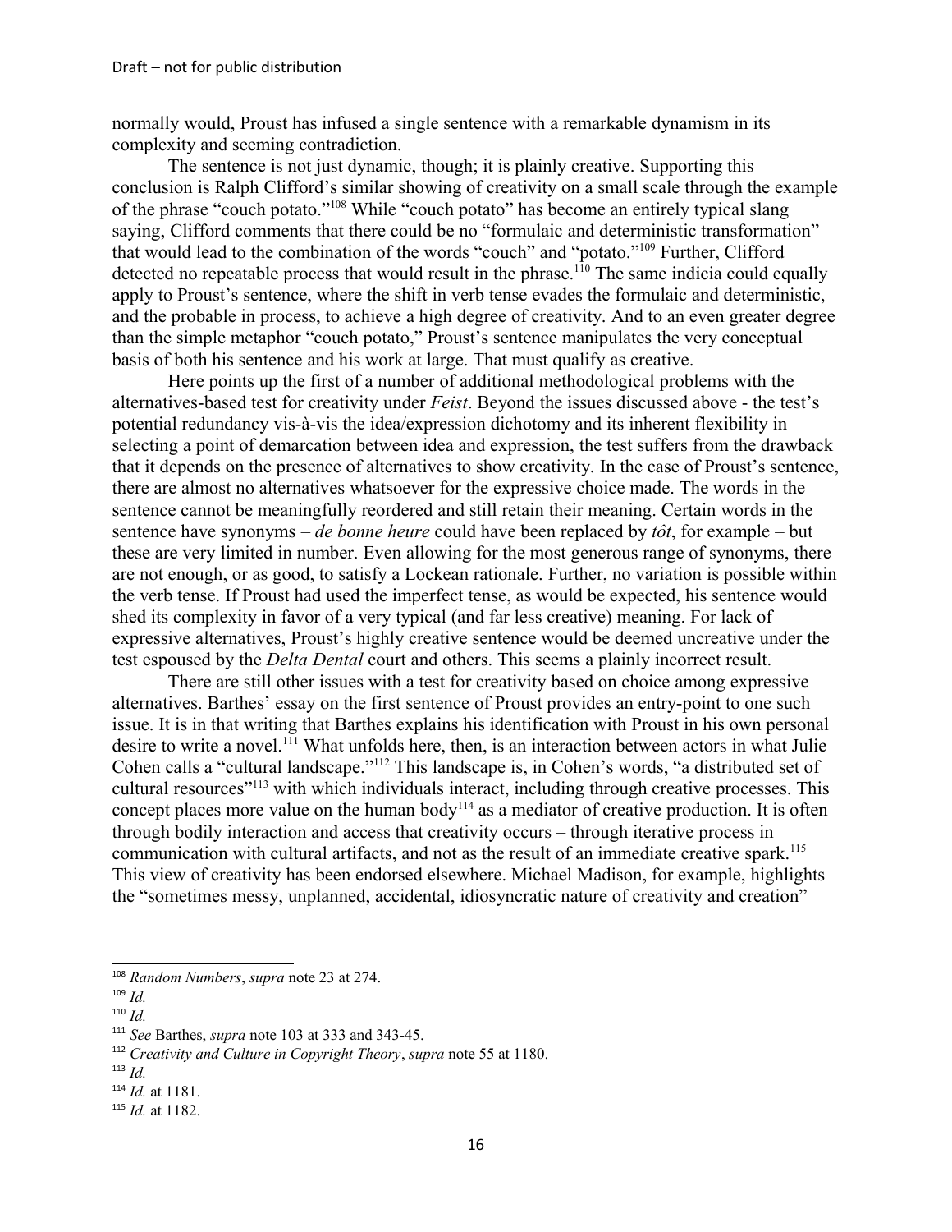normally would, Proust has infused a single sentence with a remarkable dynamism in its complexity and seeming contradiction.

The sentence is not just dynamic, though; it is plainly creative. Supporting this conclusion is Ralph Clifford's similar showing of creativity on a small scale through the example of the phrase "couch potato."[108] While "couch potato" has become an entirely typical slang saying, Clifford comments that there could be no "formulaic and deterministic transformation" that would lead to the combination of the words "couch" and "potato."[109] Further, Clifford detected no repeatable process that would result in the phrase.[110] The same indicia could equally apply to Proust's sentence, where the shift in verb tense evades the formulaic and deterministic, and the probable in process, to achieve a high degree of creativity. And to an even greater degree than the simple metaphor "couch potato," Proust's sentence manipulates the very conceptual basis of both his sentence and his work at large. That must qualify as creative.

Here points up the first of a number of additional methodological problems with the alternatives-based test for creativity under *Feist*. Beyond the issues discussed above - the test's potential redundancy vis-à-vis the idea/expression dichotomy and its inherent flexibility in selecting a point of demarcation between idea and expression, the test suffers from the drawback that it depends on the presence of alternatives to show creativity. In the case of Proust's sentence, there are almost no alternatives whatsoever for the expressive choice made. The words in the sentence cannot be meaningfully reordered and still retain their meaning. Certain words in the sentence have synonyms – *de bonne heure* could have been replaced by *tôt*, for example – but these are very limited in number. Even allowing for the most generous range of synonyms, there are not enough, or as good, to satisfy a Lockean rationale. Further, no variation is possible within the verb tense. If Proust had used the imperfect tense, as would be expected, his sentence would shed its complexity in favor of a very typical (and far less creative) meaning. For lack of expressive alternatives, Proust's highly creative sentence would be deemed uncreative under the test espoused by the *Delta Dental* court and others. This seems a plainly incorrect result.

There are still other issues with a test for creativity based on choice among expressive alternatives. Barthes' essay on the first sentence of Proust provides an entry-point to one such issue. It is in that writing that Barthes explains his identification with Proust in his own personal desire to write a novel.[111] What unfolds here, then, is an interaction between actors in what Julie Cohen calls a "cultural landscape."[112] This landscape is, in Cohen's words, "a distributed set of cultural resources"[113] with which individuals interact, including through creative processes. This concept places more value on the human body[114] as a mediator of creative production. It is often through bodily interaction and access that creativity occurs – through iterative process in communication with cultural artifacts, and not as the result of an immediate creative spark.[115] This view of creativity has been endorsed elsewhere. Michael Madison, for example, highlights the "sometimes messy, unplanned, accidental, idiosyncratic nature of creativity and creation"

---

[108] *Random Numbers*, *supra* note 23 at 274.

[109] *Id.*

[110] *Id.*

[111] *See* Barthes, *supra* note 103 at 333 and 343-45.

[112] *Creativity and Culture in Copyright Theory*, *supra* note 55 at 1180.

[113] *Id.*

[114] *Id.* at 1181.

[115] *Id.* at 1182.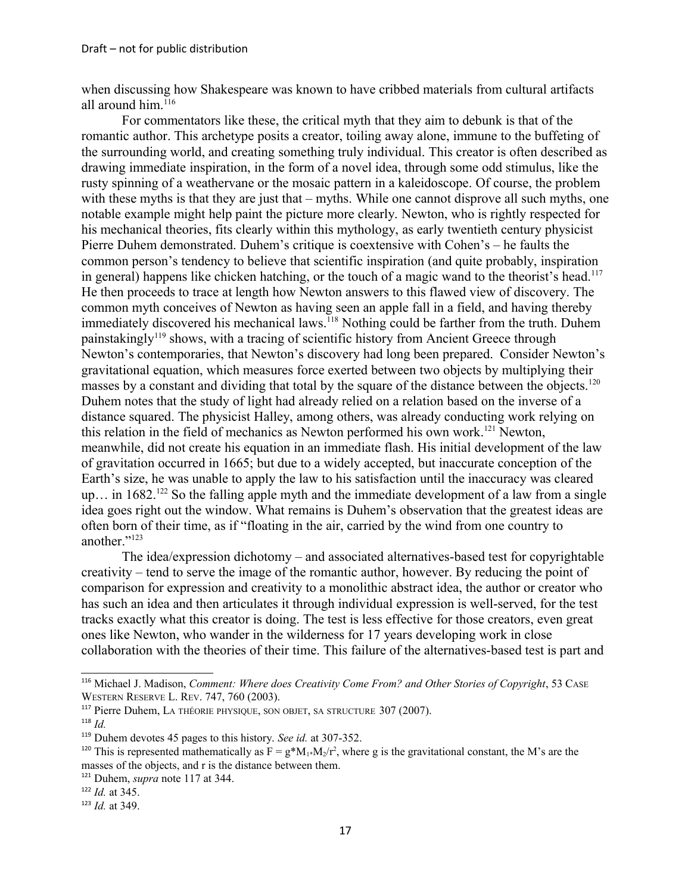when discussing how Shakespeare was known to have cribbed materials from cultural artifacts all around him.[116]

For commentators like these, the critical myth that they aim to debunk is that of the romantic author. This archetype posits a creator, toiling away alone, immune to the buffeting of the surrounding world, and creating something truly individual. This creator is often described as drawing immediate inspiration, in the form of a novel idea, through some odd stimulus, like the rusty spinning of a weathervane or the mosaic pattern in a kaleidoscope. Of course, the problem with these myths is that they are just that – myths. While one cannot disprove all such myths, one notable example might help paint the picture more clearly. Newton, who is rightly respected for his mechanical theories, fits clearly within this mythology, as early twentieth century physicist Pierre Duhem demonstrated. Duhem's critique is coextensive with Cohen's – he faults the common person's tendency to believe that scientific inspiration (and quite probably, inspiration in general) happens like chicken hatching, or the touch of a magic wand to the theorist's head.[117] He then proceeds to trace at length how Newton answers to this flawed view of discovery. The common myth conceives of Newton as having seen an apple fall in a field, and having thereby immediately discovered his mechanical laws.[118] Nothing could be farther from the truth. Duhem painstakingly[119] shows, with a tracing of scientific history from Ancient Greece through Newton's contemporaries, that Newton's discovery had long been prepared. Consider Newton's gravitational equation, which measures force exerted between two objects by multiplying their masses by a constant and dividing that total by the square of the distance between the objects.[120] Duhem notes that the study of light had already relied on a relation based on the inverse of a distance squared. The physicist Halley, among others, was already conducting work relying on this relation in the field of mechanics as Newton performed his own work.[121] Newton, meanwhile, did not create his equation in an immediate flash. His initial development of the law of gravitation occurred in 1665; but due to a widely accepted, but inaccurate conception of the Earth's size, he was unable to apply the law to his satisfaction until the inaccuracy was cleared up… in 1682.[122] So the falling apple myth and the immediate development of a law from a single idea goes right out the window. What remains is Duhem's observation that the greatest ideas are often born of their time, as if "floating in the air, carried by the wind from one country to another."[123]

The idea/expression dichotomy – and associated alternatives-based test for copyrightable creativity – tend to serve the image of the romantic author, however. By reducing the point of comparison for expression and creativity to a monolithic abstract idea, the author or creator who has such an idea and then articulates it through individual expression is well-served, for the test tracks exactly what this creator is doing. The test is less effective for those creators, even great ones like Newton, who wander in the wilderness for 17 years developing work in close collaboration with the theories of their time. This failure of the alternatives-based test is part and

---

[116] Michael J. Madison, *Comment: Where does Creativity Come From? and Other Stories of Copyright*, 53 CASE WESTERN RESERVE L. REV. 747, 760 (2003).

[117] Pierre Duhem, LA THÉORIE PHYSIQUE, SON OBJET, SA STRUCTURE 307 (2007).

[118] *Id.*

[119] Duhem devotes 45 pages to this history. *See id.* at 307-352.

[120] This is represented mathematically as $F = g*M_1*M_2/r^2$, where g is the gravitational constant, the M's are the masses of the objects, and r is the distance between them.

[121] Duhem, *supra* note 117 at 344.

[122] *Id.* at 345.

[123] *Id.* at 349.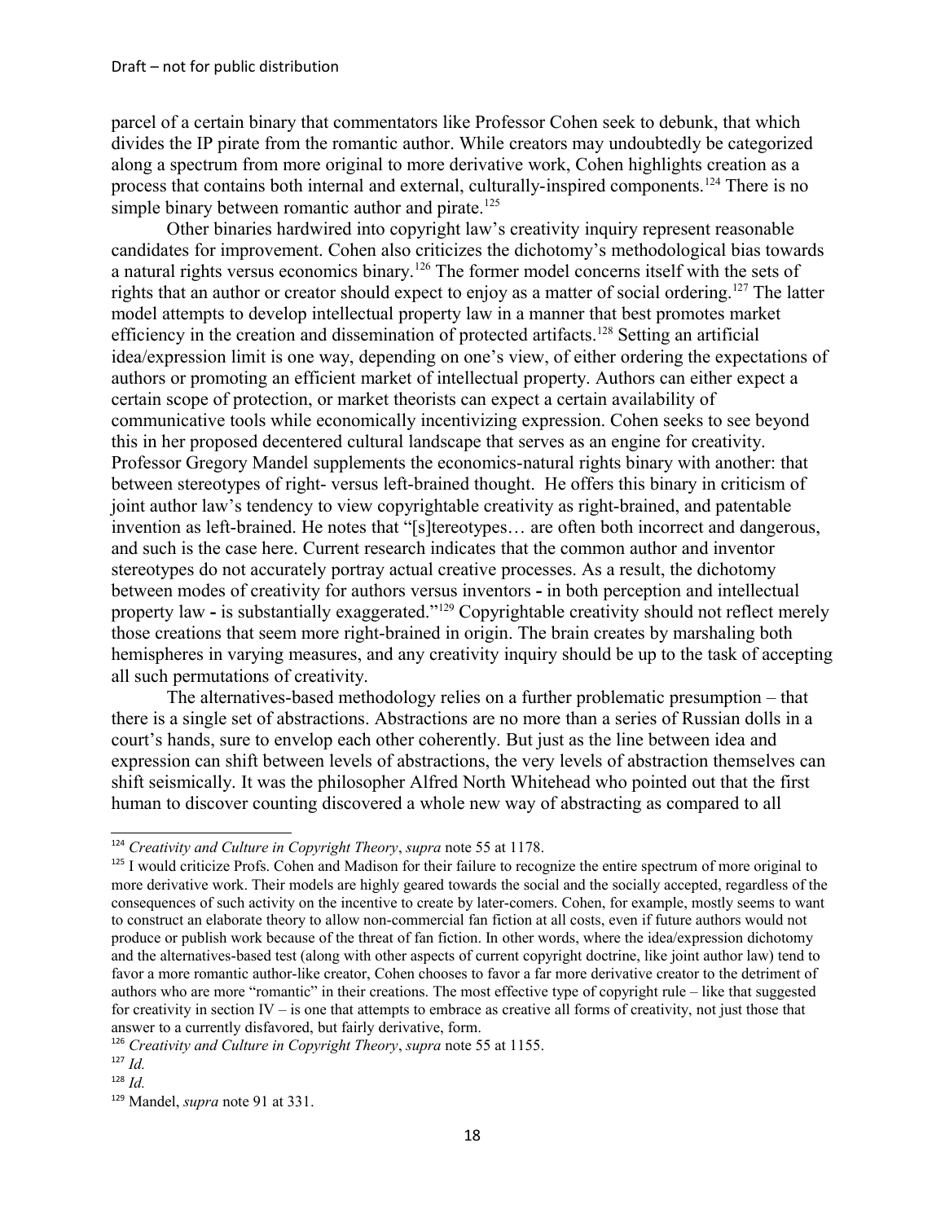parcel of a certain binary that commentators like Professor Cohen seek to debunk, that which divides the IP pirate from the romantic author. While creators may undoubtedly be categorized along a spectrum from more original to more derivative work, Cohen highlights creation as a process that contains both internal and external, culturally-inspired components.[124] There is no simple binary between romantic author and pirate.[125]

Other binaries hardwired into copyright law's creativity inquiry represent reasonable candidates for improvement. Cohen also criticizes the dichotomy's methodological bias towards a natural rights versus economics binary.[126] The former model concerns itself with the sets of rights that an author or creator should expect to enjoy as a matter of social ordering.[127] The latter model attempts to develop intellectual property law in a manner that best promotes market efficiency in the creation and dissemination of protected artifacts.[128] Setting an artificial idea/expression limit is one way, depending on one's view, of either ordering the expectations of authors or promoting an efficient market of intellectual property. Authors can either expect a certain scope of protection, or market theorists can expect a certain availability of communicative tools while economically incentivizing expression. Cohen seeks to see beyond this in her proposed decentered cultural landscape that serves as an engine for creativity. Professor Gregory Mandel supplements the economics-natural rights binary with another: that between stereotypes of right- versus left-brained thought. He offers this binary in criticism of joint author law's tendency to view copyrightable creativity as right-brained, and patentable invention as left-brained. He notes that "[s]tereotypes… are often both incorrect and dangerous, and such is the case here. Current research indicates that the common author and inventor stereotypes do not accurately portray actual creative processes. As a result, the dichotomy between modes of creativity for authors versus inventors **-** in both perception and intellectual property law **-** is substantially exaggerated."[129] Copyrightable creativity should not reflect merely those creations that seem more right-brained in origin. The brain creates by marshaling both hemispheres in varying measures, and any creativity inquiry should be up to the task of accepting all such permutations of creativity.

The alternatives-based methodology relies on a further problematic presumption – that there is a single set of abstractions. Abstractions are no more than a series of Russian dolls in a court's hands, sure to envelop each other coherently. But just as the line between idea and expression can shift between levels of abstractions, the very levels of abstraction themselves can shift seismically. It was the philosopher Alfred North Whitehead who pointed out that the first human to discover counting discovered a whole new way of abstracting as compared to all

---

[124] *Creativity and Culture in Copyright Theory*, *supra* note 55 at 1178.

[125] I would criticize Profs. Cohen and Madison for their failure to recognize the entire spectrum of more original to more derivative work. Their models are highly geared towards the social and the socially accepted, regardless of the consequences of such activity on the incentive to create by later-comers. Cohen, for example, mostly seems to want to construct an elaborate theory to allow non-commercial fan fiction at all costs, even if future authors would not produce or publish work because of the threat of fan fiction. In other words, where the idea/expression dichotomy and the alternatives-based test (along with other aspects of current copyright doctrine, like joint author law) tend to favor a more romantic author-like creator, Cohen chooses to favor a far more derivative creator to the detriment of authors who are more "romantic" in their creations. The most effective type of copyright rule – like that suggested for creativity in section IV – is one that attempts to embrace as creative all forms of creativity, not just those that answer to a currently disfavored, but fairly derivative, form.

[126] *Creativity and Culture in Copyright Theory*, *supra* note 55 at 1155.

[127] *Id.*

[128] *Id.*

[129] Mandel, *supra* note 91 at 331.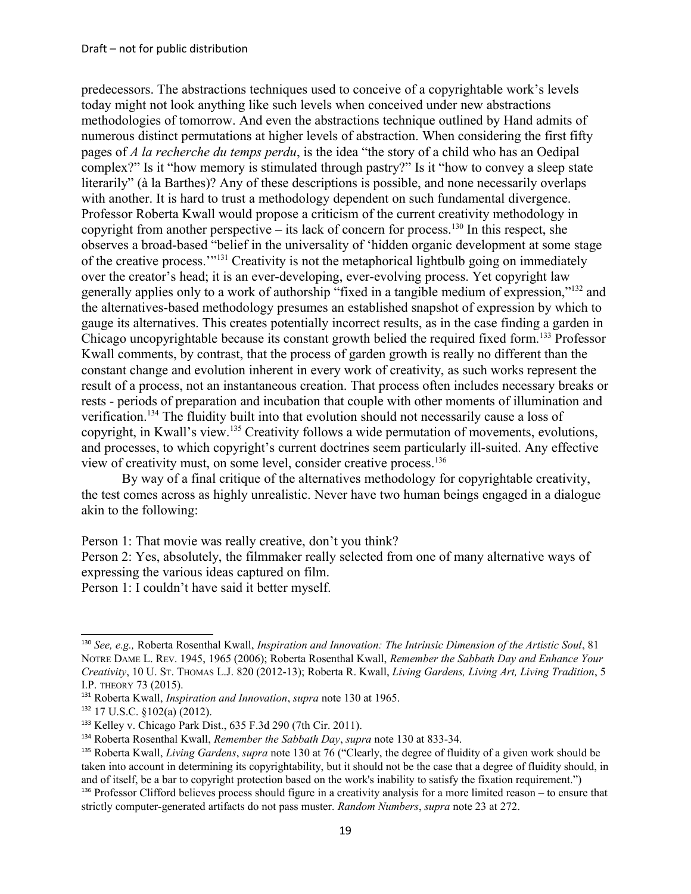predecessors. The abstractions techniques used to conceive of a copyrightable work's levels today might not look anything like such levels when conceived under new abstractions methodologies of tomorrow. And even the abstractions technique outlined by Hand admits of numerous distinct permutations at higher levels of abstraction. When considering the first fifty pages of *A la recherche du temps perdu*, is the idea "the story of a child who has an Oedipal complex?" Is it "how memory is stimulated through pastry?" Is it "how to convey a sleep state literarily" (à la Barthes)? Any of these descriptions is possible, and none necessarily overlaps with another. It is hard to trust a methodology dependent on such fundamental divergence. Professor Roberta Kwall would propose a criticism of the current creativity methodology in copyright from another perspective – its lack of concern for process.[130] In this respect, she observes a broad-based "belief in the universality of 'hidden organic development at some stage of the creative process.'"[131] Creativity is not the metaphorical lightbulb going on immediately over the creator's head; it is an ever-developing, ever-evolving process. Yet copyright law generally applies only to a work of authorship "fixed in a tangible medium of expression,"[132] and the alternatives-based methodology presumes an established snapshot of expression by which to gauge its alternatives. This creates potentially incorrect results, as in the case finding a garden in Chicago uncopyrightable because its constant growth belied the required fixed form.[133] Professor Kwall comments, by contrast, that the process of garden growth is really no different than the constant change and evolution inherent in every work of creativity, as such works represent the result of a process, not an instantaneous creation. That process often includes necessary breaks or rests - periods of preparation and incubation that couple with other moments of illumination and verification.[134] The fluidity built into that evolution should not necessarily cause a loss of copyright, in Kwall's view.[135] Creativity follows a wide permutation of movements, evolutions, and processes, to which copyright's current doctrines seem particularly ill-suited. Any effective view of creativity must, on some level, consider creative process.[136]

By way of a final critique of the alternatives methodology for copyrightable creativity, the test comes across as highly unrealistic. Never have two human beings engaged in a dialogue akin to the following:

Person 1: That movie was really creative, don't you think?
Person 2: Yes, absolutely, the filmmaker really selected from one of many alternative ways of expressing the various ideas captured on film.
Person 1: I couldn't have said it better myself.

---

[130] *See, e.g.,* Roberta Rosenthal Kwall, *Inspiration and Innovation: The Intrinsic Dimension of the Artistic Soul*, 81 NOTRE DAME L. REV. 1945, 1965 (2006); Roberta Rosenthal Kwall, *Remember the Sabbath Day and Enhance Your Creativity*, 10 U. ST. THOMAS L.J. 820 (2012-13); Roberta R. Kwall, *Living Gardens, Living Art, Living Tradition*, 5 I.P. THEORY 73 (2015).

[131] Roberta Kwall, *Inspiration and Innovation*, *supra* note 130 at 1965.

[132] 17 U.S.C. §102(a) (2012).

[133] Kelley v. Chicago Park Dist., 635 F.3d 290 (7th Cir. 2011).

[134] Roberta Rosenthal Kwall, *Remember the Sabbath Day*, *supra* note 130 at 833-34.

[135] Roberta Kwall, *Living Gardens*, *supra* note 130 at 76 ("Clearly, the degree of fluidity of a given work should be taken into account in determining its copyrightability, but it should not be the case that a degree of fluidity should, in and of itself, be a bar to copyright protection based on the work's inability to satisfy the fixation requirement.")

[136] Professor Clifford believes process should figure in a creativity analysis for a more limited reason – to ensure that strictly computer-generated artifacts do not pass muster. *Random Numbers*, *supra* note 23 at 272.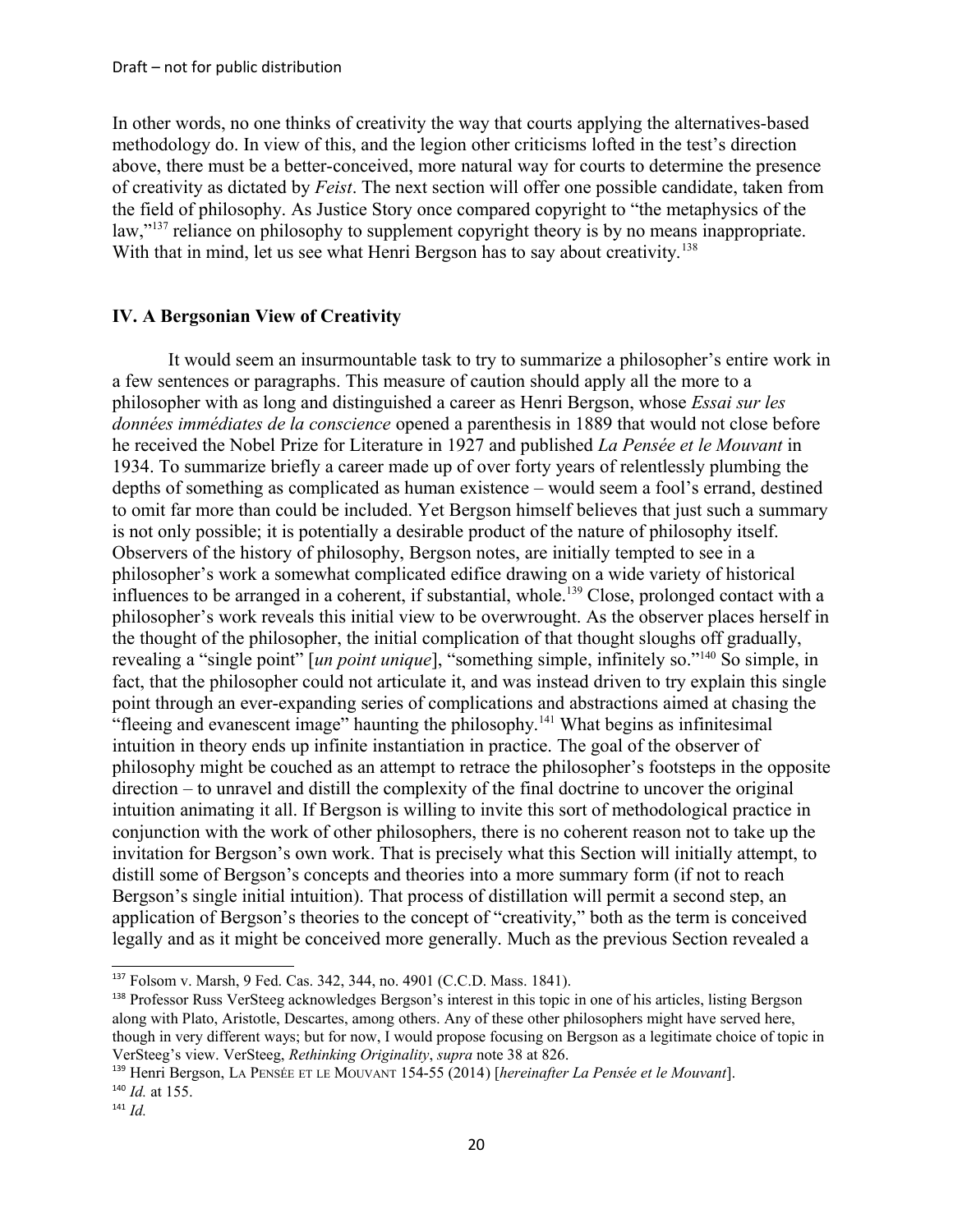In other words, no one thinks of creativity the way that courts applying the alternatives-based methodology do. In view of this, and the legion other criticisms lofted in the test's direction above, there must be a better-conceived, more natural way for courts to determine the presence of creativity as dictated by *Feist*. The next section will offer one possible candidate, taken from the field of philosophy. As Justice Story once compared copyright to "the metaphysics of the law,"[137] reliance on philosophy to supplement copyright theory is by no means inappropriate. With that in mind, let us see what Henri Bergson has to say about creativity.[138]

## IV. A Bergsonian View of Creativity

It would seem an insurmountable task to try to summarize a philosopher's entire work in a few sentences or paragraphs. This measure of caution should apply all the more to a philosopher with as long and distinguished a career as Henri Bergson, whose *Essai sur les données immédiates de la conscience* opened a parenthesis in 1889 that would not close before he received the Nobel Prize for Literature in 1927 and published *La Pensée et le Mouvant* in 1934. To summarize briefly a career made up of over forty years of relentlessly plumbing the depths of something as complicated as human existence – would seem a fool's errand, destined to omit far more than could be included. Yet Bergson himself believes that just such a summary is not only possible; it is potentially a desirable product of the nature of philosophy itself. Observers of the history of philosophy, Bergson notes, are initially tempted to see in a philosopher's work a somewhat complicated edifice drawing on a wide variety of historical influences to be arranged in a coherent, if substantial, whole.[139] Close, prolonged contact with a philosopher's work reveals this initial view to be overwrought. As the observer places herself in the thought of the philosopher, the initial complication of that thought sloughs off gradually, revealing a "single point" [*un point unique*], "something simple, infinitely so."[140] So simple, in fact, that the philosopher could not articulate it, and was instead driven to try explain this single point through an ever-expanding series of complications and abstractions aimed at chasing the "fleeing and evanescent image" haunting the philosophy.[141] What begins as infinitesimal intuition in theory ends up infinite instantiation in practice. The goal of the observer of philosophy might be couched as an attempt to retrace the philosopher's footsteps in the opposite direction – to unravel and distill the complexity of the final doctrine to uncover the original intuition animating it all. If Bergson is willing to invite this sort of methodological practice in conjunction with the work of other philosophers, there is no coherent reason not to take up the invitation for Bergson's own work. That is precisely what this Section will initially attempt, to distill some of Bergson's concepts and theories into a more summary form (if not to reach Bergson's single initial intuition). That process of distillation will permit a second step, an application of Bergson's theories to the concept of "creativity," both as the term is conceived legally and as it might be conceived more generally. Much as the previous Section revealed a

---

[137] Folsom v. Marsh, 9 Fed. Cas. 342, 344, no. 4901 (C.C.D. Mass. 1841).

[138] Professor Russ VerSteeg acknowledges Bergson's interest in this topic in one of his articles, listing Bergson along with Plato, Aristotle, Descartes, among others. Any of these other philosophers might have served here, though in very different ways; but for now, I would propose focusing on Bergson as a legitimate choice of topic in VerSteeg's view. VerSteeg, *Rethinking Originality*, *supra* note 38 at 826.

[139] Henri Bergson, La Pensée et le Mouvant 154-55 (2014) [*hereinafter La Pensée et le Mouvant*].

[140] *Id.* at 155.

[141] *Id.*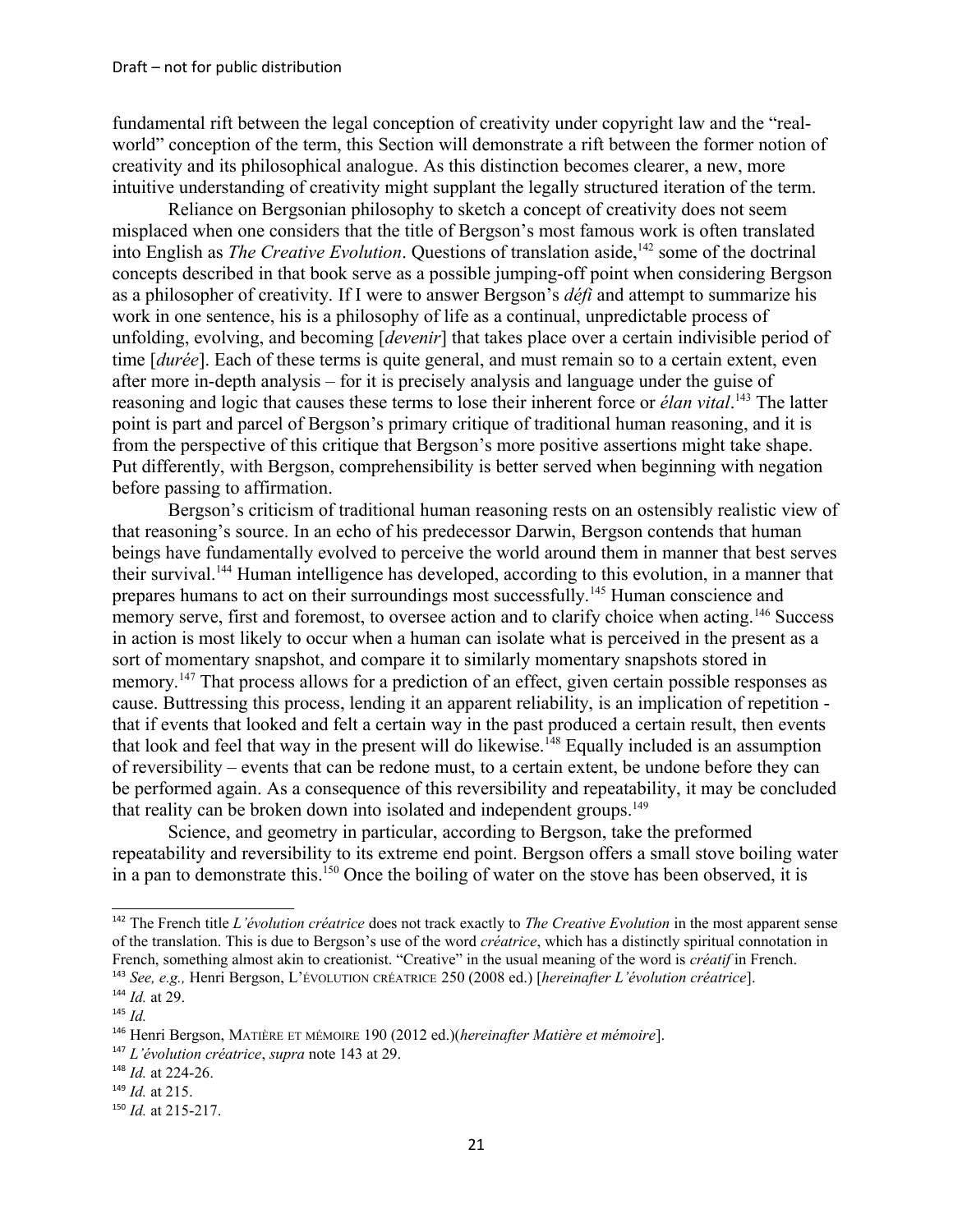fundamental rift between the legal conception of creativity under copyright law and the "real-world" conception of the term, this Section will demonstrate a rift between the former notion of creativity and its philosophical analogue. As this distinction becomes clearer, a new, more intuitive understanding of creativity might supplant the legally structured iteration of the term.

Reliance on Bergsonian philosophy to sketch a concept of creativity does not seem misplaced when one considers that the title of Bergson's most famous work is often translated into English as *The Creative Evolution*. Questions of translation aside,[142] some of the doctrinal concepts described in that book serve as a possible jumping-off point when considering Bergson as a philosopher of creativity. If I were to answer Bergson's *défi* and attempt to summarize his work in one sentence, his is a philosophy of life as a continual, unpredictable process of unfolding, evolving, and becoming [*devenir*] that takes place over a certain indivisible period of time [*durée*]. Each of these terms is quite general, and must remain so to a certain extent, even after more in-depth analysis – for it is precisely analysis and language under the guise of reasoning and logic that causes these terms to lose their inherent force or *élan vital*.[143] The latter point is part and parcel of Bergson's primary critique of traditional human reasoning, and it is from the perspective of this critique that Bergson's more positive assertions might take shape. Put differently, with Bergson, comprehensibility is better served when beginning with negation before passing to affirmation.

Bergson's criticism of traditional human reasoning rests on an ostensibly realistic view of that reasoning's source. In an echo of his predecessor Darwin, Bergson contends that human beings have fundamentally evolved to perceive the world around them in manner that best serves their survival.[144] Human intelligence has developed, according to this evolution, in a manner that prepares humans to act on their surroundings most successfully.[145] Human conscience and memory serve, first and foremost, to oversee action and to clarify choice when acting.[146] Success in action is most likely to occur when a human can isolate what is perceived in the present as a sort of momentary snapshot, and compare it to similarly momentary snapshots stored in memory.[147] That process allows for a prediction of an effect, given certain possible responses as cause. Buttressing this process, lending it an apparent reliability, is an implication of repetition - that if events that looked and felt a certain way in the past produced a certain result, then events that look and feel that way in the present will do likewise.[148] Equally included is an assumption of reversibility – events that can be redone must, to a certain extent, be undone before they can be performed again. As a consequence of this reversibility and repeatability, it may be concluded that reality can be broken down into isolated and independent groups.[149]

Science, and geometry in particular, according to Bergson, take the preformed repeatability and reversibility to its extreme end point. Bergson offers a small stove boiling water in a pan to demonstrate this.[150] Once the boiling of water on the stove has been observed, it is

---

[142] The French title *L'évolution créatrice* does not track exactly to *The Creative Evolution* in the most apparent sense of the translation. This is due to Bergson's use of the word *créatrice*, which has a distinctly spiritual connotation in French, something almost akin to creationist. "Creative" in the usual meaning of the word is *créatif* in French.

[143] *See, e.g.,* Henri Bergson, L'ÉVOLUTION CRÉATRICE 250 (2008 ed.) [*hereinafter L'évolution créatrice*].

[144] *Id.* at 29.

[145] *Id.*

[146] Henri Bergson, MATIÈRE ET MÉMOIRE 190 (2012 ed.)(*hereinafter Matière et mémoire*].

[147] *L'évolution créatrice*, *supra* note 143 at 29.

[148] *Id.* at 224-26.

[149] *Id.* at 215.

[150] *Id.* at 215-217.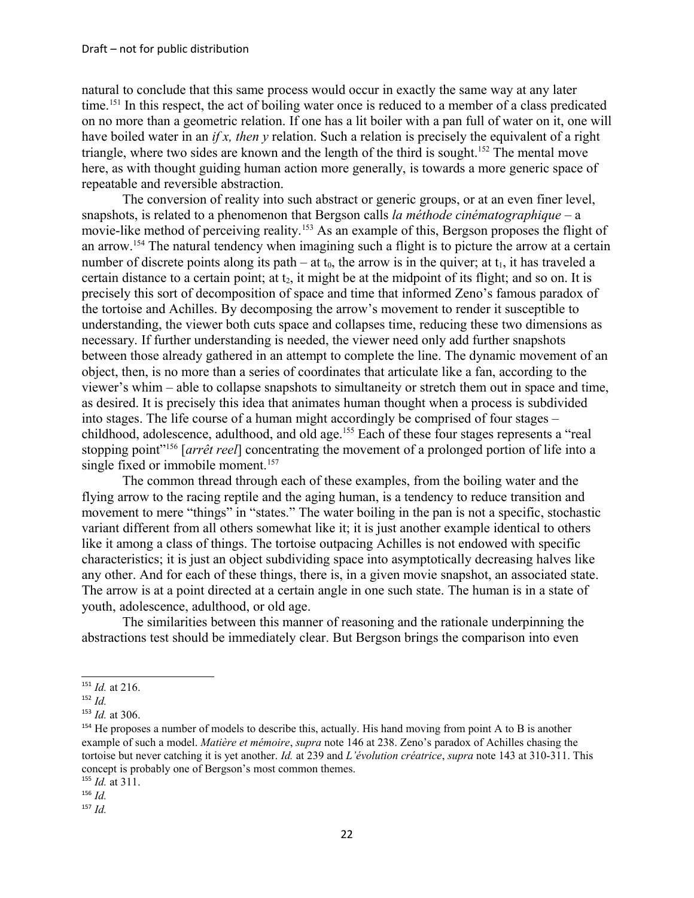natural to conclude that this same process would occur in exactly the same way at any later time.[151] In this respect, the act of boiling water once is reduced to a member of a class predicated on no more than a geometric relation. If one has a lit boiler with a pan full of water on it, one will have boiled water in an *if x, then y* relation. Such a relation is precisely the equivalent of a right triangle, where two sides are known and the length of the third is sought.[152] The mental move here, as with thought guiding human action more generally, is towards a more generic space of repeatable and reversible abstraction.

The conversion of reality into such abstract or generic groups, or at an even finer level, snapshots, is related to a phenomenon that Bergson calls *la méthode cinématographique* – a movie-like method of perceiving reality.[153] As an example of this, Bergson proposes the flight of an arrow.[154] The natural tendency when imagining such a flight is to picture the arrow at a certain number of discrete points along its path – at $t_0$, the arrow is in the quiver; at $t_1$, it has traveled a certain distance to a certain point; at $t_2$, it might be at the midpoint of its flight; and so on. It is precisely this sort of decomposition of space and time that informed Zeno's famous paradox of the tortoise and Achilles. By decomposing the arrow's movement to render it susceptible to understanding, the viewer both cuts space and collapses time, reducing these two dimensions as necessary. If further understanding is needed, the viewer need only add further snapshots between those already gathered in an attempt to complete the line. The dynamic movement of an object, then, is no more than a series of coordinates that articulate like a fan, according to the viewer's whim – able to collapse snapshots to simultaneity or stretch them out in space and time, as desired. It is precisely this idea that animates human thought when a process is subdivided into stages. The life course of a human might accordingly be comprised of four stages – childhood, adolescence, adulthood, and old age.[155] Each of these four stages represents a "real stopping point"[156] [*arrêt reel*] concentrating the movement of a prolonged portion of life into a single fixed or immobile moment.[157]

The common thread through each of these examples, from the boiling water and the flying arrow to the racing reptile and the aging human, is a tendency to reduce transition and movement to mere "things" in "states." The water boiling in the pan is not a specific, stochastic variant different from all others somewhat like it; it is just another example identical to others like it among a class of things. The tortoise outpacing Achilles is not endowed with specific characteristics; it is just an object subdividing space into asymptotically decreasing halves like any other. And for each of these things, there is, in a given movie snapshot, an associated state. The arrow is at a point directed at a certain angle in one such state. The human is in a state of youth, adolescence, adulthood, or old age.

The similarities between this manner of reasoning and the rationale underpinning the abstractions test should be immediately clear. But Bergson brings the comparison into even

---

[151] *Id.* at 216.

[152] *Id.*

[153] *Id.* at 306.

[154] He proposes a number of models to describe this, actually. His hand moving from point A to B is another example of such a model. *Matière et mémoire*, *supra* note 146 at 238. Zeno's paradox of Achilles chasing the tortoise but never catching it is yet another. *Id.* at 239 and *L'évolution créatrice*, *supra* note 143 at 310-311. This concept is probably one of Bergson's most common themes.

[155] *Id.* at 311.

[156] *Id.*

[157] *Id.*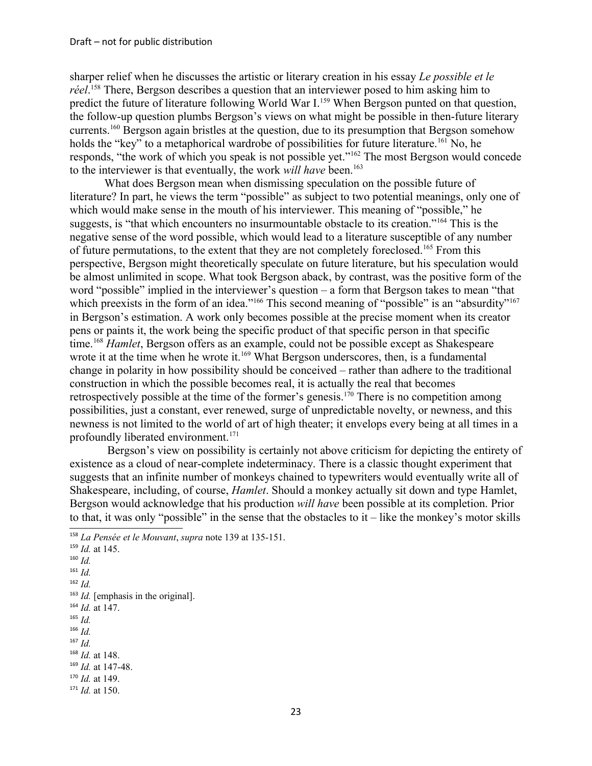sharper relief when he discusses the artistic or literary creation in his essay *Le possible et le réel*.[158] There, Bergson describes a question that an interviewer posed to him asking him to predict the future of literature following World War I.[159] When Bergson punted on that question, the follow-up question plumbs Bergson's views on what might be possible in then-future literary currents.[160] Bergson again bristles at the question, due to its presumption that Bergson somehow holds the "key" to a metaphorical wardrobe of possibilities for future literature.[161] No, he responds, "the work of which you speak is not possible yet."[162] The most Bergson would concede to the interviewer is that eventually, the work *will have* been.[163]

What does Bergson mean when dismissing speculation on the possible future of literature? In part, he views the term "possible" as subject to two potential meanings, only one of which would make sense in the mouth of his interviewer. This meaning of "possible," he suggests, is "that which encounters no insurmountable obstacle to its creation."[164] This is the negative sense of the word possible, which would lead to a literature susceptible of any number of future permutations, to the extent that they are not completely foreclosed.[165] From this perspective, Bergson might theoretically speculate on future literature, but his speculation would be almost unlimited in scope. What took Bergson aback, by contrast, was the positive form of the word "possible" implied in the interviewer's question – a form that Bergson takes to mean "that which preexists in the form of an idea."[166] This second meaning of "possible" is an "absurdity"[167] in Bergson's estimation. A work only becomes possible at the precise moment when its creator pens or paints it, the work being the specific product of that specific person in that specific time.[168] *Hamlet*, Bergson offers as an example, could not be possible except as Shakespeare wrote it at the time when he wrote it.[169] What Bergson underscores, then, is a fundamental change in polarity in how possibility should be conceived – rather than adhere to the traditional construction in which the possible becomes real, it is actually the real that becomes retrospectively possible at the time of the former's genesis.[170] There is no competition among possibilities, just a constant, ever renewed, surge of unpredictable novelty, or newness, and this newness is not limited to the world of art of high theater; it envelops every being at all times in a profoundly liberated environment.[171]

Bergson's view on possibility is certainly not above criticism for depicting the entirety of existence as a cloud of near-complete indeterminacy. There is a classic thought experiment that suggests that an infinite number of monkeys chained to typewriters would eventually write all of Shakespeare, including, of course, *Hamlet*. Should a monkey actually sit down and type Hamlet, Bergson would acknowledge that his production *will have* been possible at its completion. Prior to that, it was only "possible" in the sense that the obstacles to it – like the monkey's motor skills

---

[158] *La Pensée et le Mouvant*, *supra* note 139 at 135-151.
[159] *Id.* at 145.
[160] *Id.*
[161] *Id.*
[162] *Id.*
[163] *Id.* [emphasis in the original].
[164] *Id.* at 147.
[165] *Id.*
[166] *Id.*
[167] *Id.*
[168] *Id.* at 148.
[169] *Id.* at 147-48.
[170] *Id.* at 149.
[171] *Id.* at 150.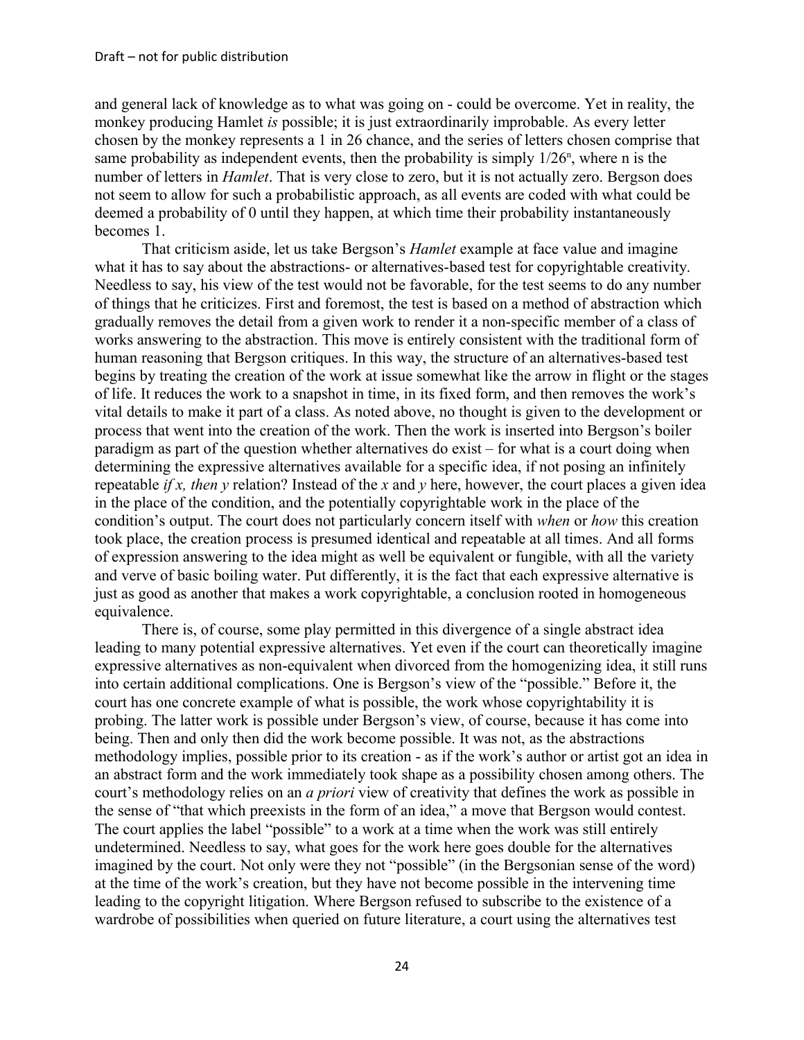and general lack of knowledge as to what was going on - could be overcome. Yet in reality, the monkey producing Hamlet *is* possible; it is just extraordinarily improbable. As every letter chosen by the monkey represents a 1 in 26 chance, and the series of letters chosen comprise that same probability as independent events, then the probability is simply $1/26^n$, where n is the number of letters in *Hamlet*. That is very close to zero, but it is not actually zero. Bergson does not seem to allow for such a probabilistic approach, as all events are coded with what could be deemed a probability of 0 until they happen, at which time their probability instantaneously becomes 1.

That criticism aside, let us take Bergson's *Hamlet* example at face value and imagine what it has to say about the abstractions- or alternatives-based test for copyrightable creativity. Needless to say, his view of the test would not be favorable, for the test seems to do any number of things that he criticizes. First and foremost, the test is based on a method of abstraction which gradually removes the detail from a given work to render it a non-specific member of a class of works answering to the abstraction. This move is entirely consistent with the traditional form of human reasoning that Bergson critiques. In this way, the structure of an alternatives-based test begins by treating the creation of the work at issue somewhat like the arrow in flight or the stages of life. It reduces the work to a snapshot in time, in its fixed form, and then removes the work's vital details to make it part of a class. As noted above, no thought is given to the development or process that went into the creation of the work. Then the work is inserted into Bergson's boiler paradigm as part of the question whether alternatives do exist – for what is a court doing when determining the expressive alternatives available for a specific idea, if not posing an infinitely repeatable *if x, then y* relation? Instead of the *x* and *y* here, however, the court places a given idea in the place of the condition, and the potentially copyrightable work in the place of the condition's output. The court does not particularly concern itself with *when* or *how* this creation took place, the creation process is presumed identical and repeatable at all times. And all forms of expression answering to the idea might as well be equivalent or fungible, with all the variety and verve of basic boiling water. Put differently, it is the fact that each expressive alternative is just as good as another that makes a work copyrightable, a conclusion rooted in homogeneous equivalence.

There is, of course, some play permitted in this divergence of a single abstract idea leading to many potential expressive alternatives. Yet even if the court can theoretically imagine expressive alternatives as non-equivalent when divorced from the homogenizing idea, it still runs into certain additional complications. One is Bergson's view of the "possible." Before it, the court has one concrete example of what is possible, the work whose copyrightability it is probing. The latter work is possible under Bergson's view, of course, because it has come into being. Then and only then did the work become possible. It was not, as the abstractions methodology implies, possible prior to its creation - as if the work's author or artist got an idea in an abstract form and the work immediately took shape as a possibility chosen among others. The court's methodology relies on an *a priori* view of creativity that defines the work as possible in the sense of "that which preexists in the form of an idea," a move that Bergson would contest. The court applies the label "possible" to a work at a time when the work was still entirely undetermined. Needless to say, what goes for the work here goes double for the alternatives imagined by the court. Not only were they not "possible" (in the Bergsonian sense of the word) at the time of the work's creation, but they have not become possible in the intervening time leading to the copyright litigation. Where Bergson refused to subscribe to the existence of a wardrobe of possibilities when queried on future literature, a court using the alternatives test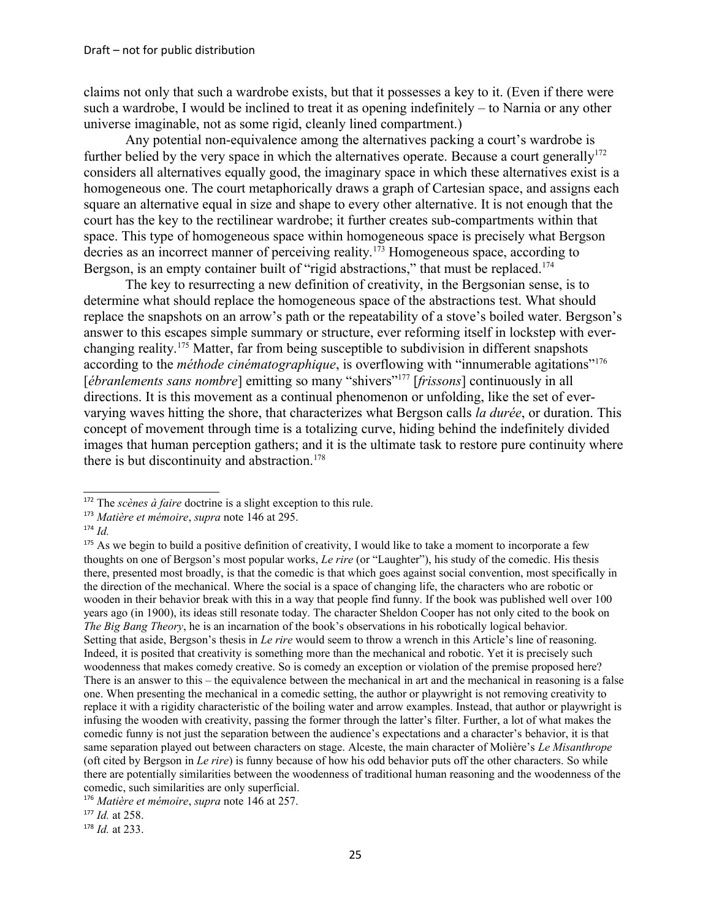claims not only that such a wardrobe exists, but that it possesses a key to it. (Even if there were such a wardrobe, I would be inclined to treat it as opening indefinitely – to Narnia or any other universe imaginable, not as some rigid, cleanly lined compartment.)

Any potential non-equivalence among the alternatives packing a court's wardrobe is further belied by the very space in which the alternatives operate. Because a court generally[172] considers all alternatives equally good, the imaginary space in which these alternatives exist is a homogeneous one. The court metaphorically draws a graph of Cartesian space, and assigns each square an alternative equal in size and shape to every other alternative. It is not enough that the court has the key to the rectilinear wardrobe; it further creates sub-compartments within that space. This type of homogeneous space within homogeneous space is precisely what Bergson decries as an incorrect manner of perceiving reality.[173] Homogeneous space, according to Bergson, is an empty container built of "rigid abstractions," that must be replaced.[174]

The key to resurrecting a new definition of creativity, in the Bergsonian sense, is to determine what should replace the homogeneous space of the abstractions test. What should replace the snapshots on an arrow's path or the repeatability of a stove's boiled water. Bergson's answer to this escapes simple summary or structure, ever reforming itself in lockstep with ever-changing reality.[175] Matter, far from being susceptible to subdivision in different snapshots according to the *méthode cinématographique*, is overflowing with "innumerable agitations"[176] [*ébranlements sans nombre*] emitting so many "shivers"[177] [*frissons*] continuously in all directions. It is this movement as a continual phenomenon or unfolding, like the set of ever-varying waves hitting the shore, that characterizes what Bergson calls *la durée*, or duration. This concept of movement through time is a totalizing curve, hiding behind the indefinitely divided images that human perception gathers; and it is the ultimate task to restore pure continuity where there is but discontinuity and abstraction.[178]

---

[172] The *scènes à faire* doctrine is a slight exception to this rule.

[173] *Matière et mémoire*, *supra* note 146 at 295.

[174] *Id.*

[175] As we begin to build a positive definition of creativity, I would like to take a moment to incorporate a few thoughts on one of Bergson's most popular works, *Le rire* (or "Laughter"), his study of the comedic. His thesis there, presented most broadly, is that the comedic is that which goes against social convention, most specifically in the direction of the mechanical. Where the social is a space of changing life, the characters who are robotic or wooden in their behavior break with this in a way that people find funny. If the book was published well over 100 years ago (in 1900), its ideas still resonate today. The character Sheldon Cooper has not only cited to the book on *The Big Bang Theory*, he is an incarnation of the book's observations in his robotically logical behavior. Setting that aside, Bergson's thesis in *Le rire* would seem to throw a wrench in this Article's line of reasoning. Indeed, it is posited that creativity is something more than the mechanical and robotic. Yet it is precisely such woodenness that makes comedy creative. So is comedy an exception or violation of the premise proposed here? There is an answer to this – the equivalence between the mechanical in art and the mechanical in reasoning is a false one. When presenting the mechanical in a comedic setting, the author or playwright is not removing creativity to replace it with a rigidity characteristic of the boiling water and arrow examples. Instead, that author or playwright is infusing the wooden with creativity, passing the former through the latter's filter. Further, a lot of what makes the comedic funny is not just the separation between the audience's expectations and a character's behavior, it is that same separation played out between characters on stage. Alceste, the main character of Molière's *Le Misanthrope* (oft cited by Bergson in *Le rire*) is funny because of how his odd behavior puts off the other characters. So while there are potentially similarities between the woodenness of traditional human reasoning and the woodenness of the comedic, such similarities are only superficial.

[176] *Matière et mémoire*, *supra* note 146 at 257.

[177] *Id.* at 258.

[178] *Id.* at 233.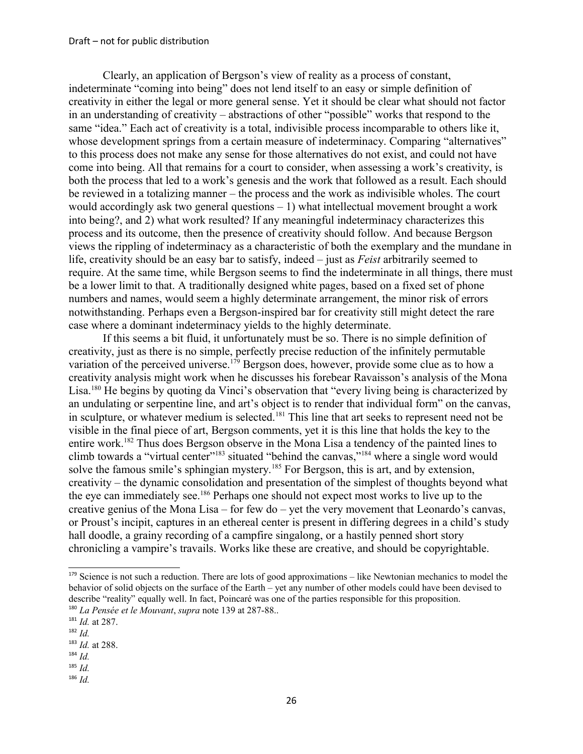Clearly, an application of Bergson's view of reality as a process of constant, indeterminate "coming into being" does not lend itself to an easy or simple definition of creativity in either the legal or more general sense. Yet it should be clear what should not factor in an understanding of creativity – abstractions of other "possible" works that respond to the same "idea." Each act of creativity is a total, indivisible process incomparable to others like it, whose development springs from a certain measure of indeterminacy. Comparing "alternatives" to this process does not make any sense for those alternatives do not exist, and could not have come into being. All that remains for a court to consider, when assessing a work's creativity, is both the process that led to a work's genesis and the work that followed as a result. Each should be reviewed in a totalizing manner – the process and the work as indivisible wholes. The court would accordingly ask two general questions – 1) what intellectual movement brought a work into being?, and 2) what work resulted? If any meaningful indeterminacy characterizes this process and its outcome, then the presence of creativity should follow. And because Bergson views the rippling of indeterminacy as a characteristic of both the exemplary and the mundane in life, creativity should be an easy bar to satisfy, indeed – just as *Feist* arbitrarily seemed to require. At the same time, while Bergson seems to find the indeterminate in all things, there must be a lower limit to that. A traditionally designed white pages, based on a fixed set of phone numbers and names, would seem a highly determinate arrangement, the minor risk of errors notwithstanding. Perhaps even a Bergson-inspired bar for creativity still might detect the rare case where a dominant indeterminacy yields to the highly determinate.

If this seems a bit fluid, it unfortunately must be so. There is no simple definition of creativity, just as there is no simple, perfectly precise reduction of the infinitely permutable variation of the perceived universe.[179] Bergson does, however, provide some clue as to how a creativity analysis might work when he discusses his forebear Ravaisson's analysis of the Mona Lisa.[180] He begins by quoting da Vinci's observation that "every living being is characterized by an undulating or serpentine line, and art's object is to render that individual form" on the canvas, in sculpture, or whatever medium is selected.[181] This line that art seeks to represent need not be visible in the final piece of art, Bergson comments, yet it is this line that holds the key to the entire work.[182] Thus does Bergson observe in the Mona Lisa a tendency of the painted lines to climb towards a "virtual center"[183] situated "behind the canvas,"[184] where a single word would solve the famous smile's sphingian mystery.[185] For Bergson, this is art, and by extension, creativity – the dynamic consolidation and presentation of the simplest of thoughts beyond what the eye can immediately see.[186] Perhaps one should not expect most works to live up to the creative genius of the Mona Lisa – for few do – yet the very movement that Leonardo's canvas, or Proust's incipit, captures in an ethereal center is present in differing degrees in a child's study hall doodle, a grainy recording of a campfire singalong, or a hastily penned short story chronicling a vampire's travails. Works like these are creative, and should be copyrightable.

---

[179] Science is not such a reduction. There are lots of good approximations – like Newtonian mechanics to model the behavior of solid objects on the surface of the Earth – yet any number of other models could have been devised to describe "reality" equally well. In fact, Poincaré was one of the parties responsible for this proposition.

[180] *La Pensée et le Mouvant*, *supra* note 139 at 287-88..

[181] *Id.* at 287.

[182] *Id.*

[183] *Id.* at 288.

[184] *Id.*

[185] *Id.*

[186] *Id.*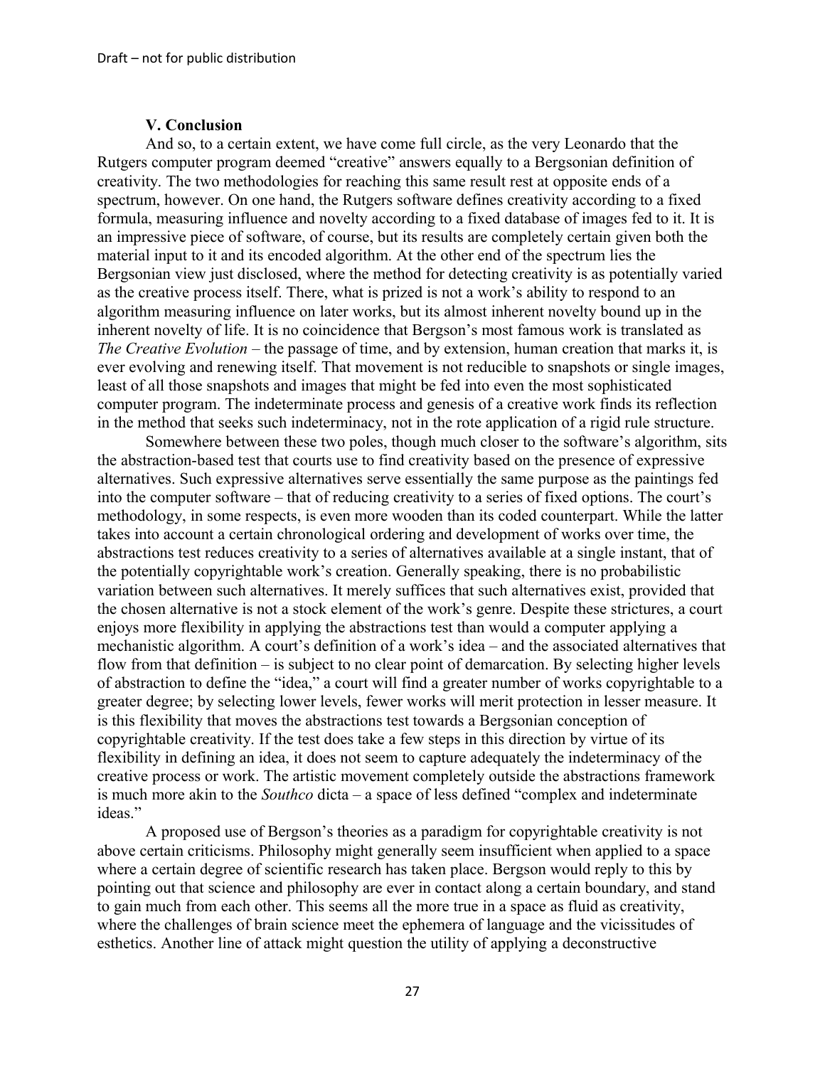### V. Conclusion

And so, to a certain extent, we have come full circle, as the very Leonardo that the Rutgers computer program deemed "creative" answers equally to a Bergsonian definition of creativity. The two methodologies for reaching this same result rest at opposite ends of a spectrum, however. On one hand, the Rutgers software defines creativity according to a fixed formula, measuring influence and novelty according to a fixed database of images fed to it. It is an impressive piece of software, of course, but its results are completely certain given both the material input to it and its encoded algorithm. At the other end of the spectrum lies the Bergsonian view just disclosed, where the method for detecting creativity is as potentially varied as the creative process itself. There, what is prized is not a work's ability to respond to an algorithm measuring influence on later works, but its almost inherent novelty bound up in the inherent novelty of life. It is no coincidence that Bergson's most famous work is translated as *The Creative Evolution* – the passage of time, and by extension, human creation that marks it, is ever evolving and renewing itself. That movement is not reducible to snapshots or single images, least of all those snapshots and images that might be fed into even the most sophisticated computer program. The indeterminate process and genesis of a creative work finds its reflection in the method that seeks such indeterminacy, not in the rote application of a rigid rule structure.

Somewhere between these two poles, though much closer to the software's algorithm, sits the abstraction-based test that courts use to find creativity based on the presence of expressive alternatives. Such expressive alternatives serve essentially the same purpose as the paintings fed into the computer software – that of reducing creativity to a series of fixed options. The court's methodology, in some respects, is even more wooden than its coded counterpart. While the latter takes into account a certain chronological ordering and development of works over time, the abstractions test reduces creativity to a series of alternatives available at a single instant, that of the potentially copyrightable work's creation. Generally speaking, there is no probabilistic variation between such alternatives. It merely suffices that such alternatives exist, provided that the chosen alternative is not a stock element of the work's genre. Despite these strictures, a court enjoys more flexibility in applying the abstractions test than would a computer applying a mechanistic algorithm. A court's definition of a work's idea – and the associated alternatives that flow from that definition – is subject to no clear point of demarcation. By selecting higher levels of abstraction to define the "idea," a court will find a greater number of works copyrightable to a greater degree; by selecting lower levels, fewer works will merit protection in lesser measure. It is this flexibility that moves the abstractions test towards a Bergsonian conception of copyrightable creativity. If the test does take a few steps in this direction by virtue of its flexibility in defining an idea, it does not seem to capture adequately the indeterminacy of the creative process or work. The artistic movement completely outside the abstractions framework is much more akin to the *Southco* dicta – a space of less defined "complex and indeterminate ideas."

A proposed use of Bergson's theories as a paradigm for copyrightable creativity is not above certain criticisms. Philosophy might generally seem insufficient when applied to a space where a certain degree of scientific research has taken place. Bergson would reply to this by pointing out that science and philosophy are ever in contact along a certain boundary, and stand to gain much from each other. This seems all the more true in a space as fluid as creativity, where the challenges of brain science meet the ephemera of language and the vicissitudes of esthetics. Another line of attack might question the utility of applying a deconstructive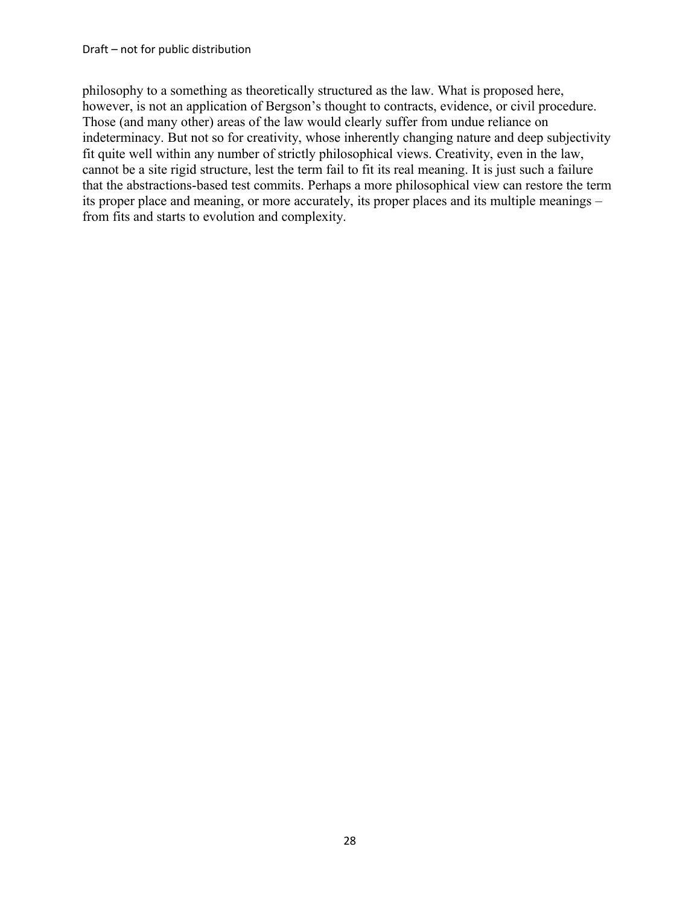philosophy to a something as theoretically structured as the law. What is proposed here, however, is not an application of Bergson's thought to contracts, evidence, or civil procedure. Those (and many other) areas of the law would clearly suffer from undue reliance on indeterminacy. But not so for creativity, whose inherently changing nature and deep subjectivity fit quite well within any number of strictly philosophical views. Creativity, even in the law, cannot be a site rigid structure, lest the term fail to fit its real meaning. It is just such a failure that the abstractions-based test commits. Perhaps a more philosophical view can restore the term its proper place and meaning, or more accurately, its proper places and its multiple meanings – from fits and starts to evolution and complexity.